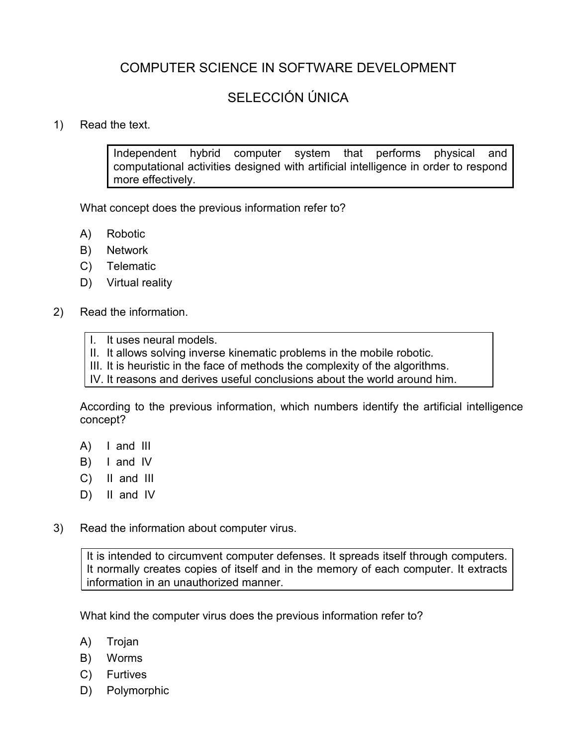# COMPUTER SCIENCE IN SOFTWARE DEVELOPMENT

## SELECCIÓN ÚNICA

1) Read the text.

> Independent hybrid computer system that performs physical and computational activities designed with artificial intelligence in order to respond more effectively.

What concept does the previous information refer to?

A) Robotic
B) Network
C) Telematic
D) Virtual reality

2) Read the information.

> I. It uses neural models.
> II. It allows solving inverse kinematic problems in the mobile robotic.
> III. It is heuristic in the face of methods the complexity of the algorithms.
> IV. It reasons and derives useful conclusions about the world around him.

According to the previous information, which numbers identify the artificial intelligence concept?

A) I and III
B) I and IV
C) II and III
D) II and IV

3) Read the information about computer virus.

> It is intended to circumvent computer defenses. It spreads itself through computers. It normally creates copies of itself and in the memory of each computer. It extracts information in an unauthorized manner.

What kind the computer virus does the previous information refer to?

A) Trojan
B) Worms
C) Furtives
D) Polymorphic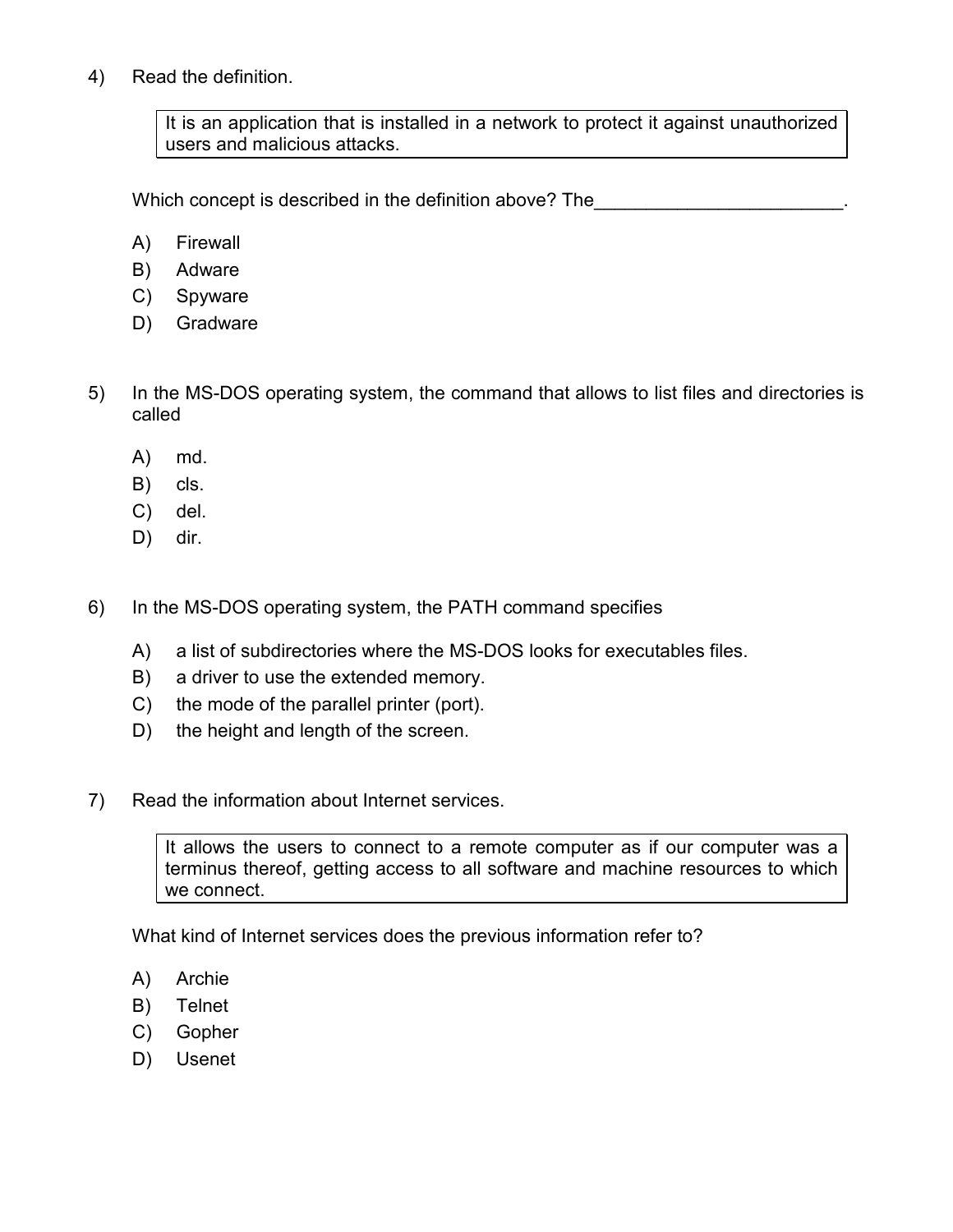4) Read the definition.

> It is an application that is installed in a network to protect it against unauthorized users and malicious attacks.

Which concept is described in the definition above? The________________________.

A) Firewall
B) Adware
C) Spyware
D) Gradware

5) In the MS-DOS operating system, the command that allows to list files and directories is called

A) md.
B) cls.
C) del.
D) dir.

6) In the MS-DOS operating system, the PATH command specifies

A) a list of subdirectories where the MS-DOS looks for executables files.
B) a driver to use the extended memory.
C) the mode of the parallel printer (port).
D) the height and length of the screen.

7) Read the information about Internet services.

> It allows the users to connect to a remote computer as if our computer was a terminus thereof, getting access to all software and machine resources to which we connect.

What kind of Internet services does the previous information refer to?

A) Archie
B) Telnet
C) Gopher
D) Usenet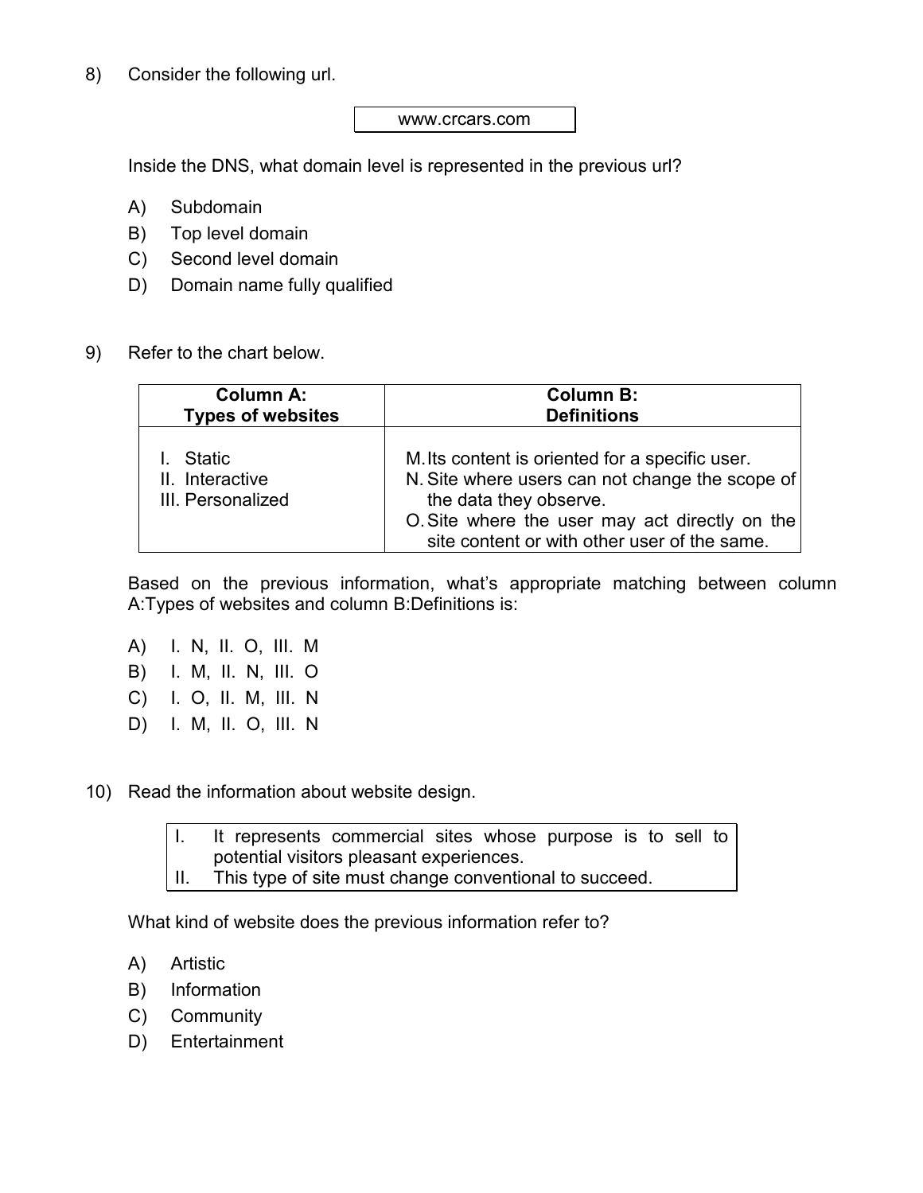8) Consider the following url.

| www.crcars.com |
|---|

Inside the DNS, what domain level is represented in the previous url?

A) Subdomain
B) Top level domain
C) Second level domain
D) Domain name fully qualified

9) Refer to the chart below.

| **Column A: Types of websites** | **Column B: Definitions** |
|---|---|
| I. Static<br>II. Interactive<br>III. Personalized | M. Its content is oriented for a specific user.<br>N. Site where users can not change the scope of the data they observe.<br>O. Site where the user may act directly on the site content or with other user of the same. |

Based on the previous information, what's appropriate matching between column A:Types of websites and column B:Definitions is:

A) I. N, II. O, III. M
B) I. M, II. N, III. O
C) I. O, II. M, III. N
D) I. M, II. O, III. N

10) Read the information about website design.

| | |
|---|---|
| I. | It represents commercial sites whose purpose is to sell to potential visitors pleasant experiences. |
| II. | This type of site must change conventional to succeed. |

What kind of website does the previous information refer to?

A) Artistic
B) Information
C) Community
D) Entertainment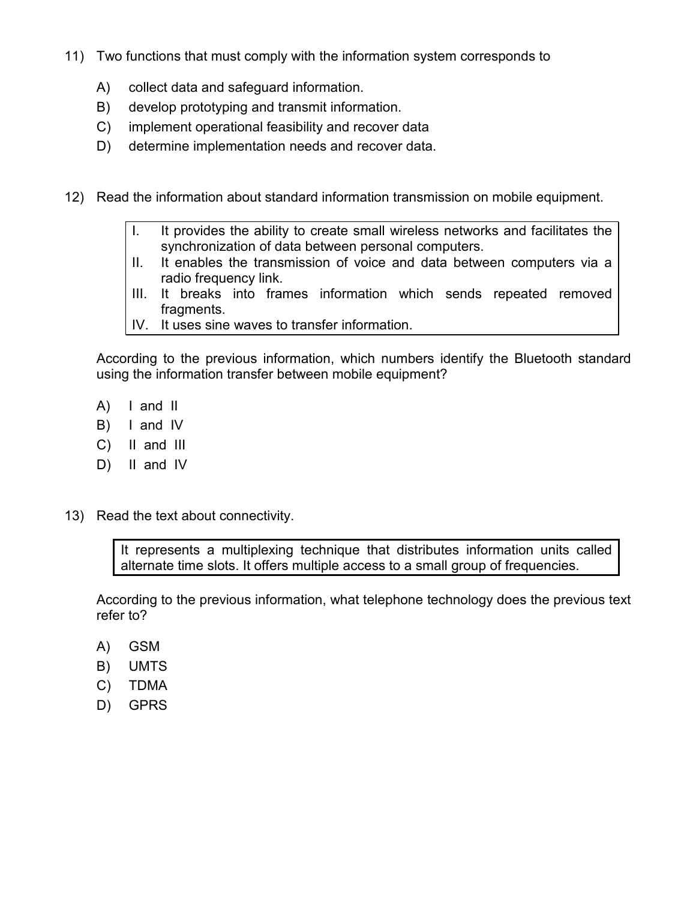11) Two functions that must comply with the information system corresponds to

   A) collect data and safeguard information.
   B) develop prototyping and transmit information.
   C) implement operational feasibility and recover data
   D) determine implementation needs and recover data.

12) Read the information about standard information transmission on mobile equipment.

| | |
|---|---|
| I. | It provides the ability to create small wireless networks and facilitates the synchronization of data between personal computers. |
| II. | It enables the transmission of voice and data between computers via a radio frequency link. |
| III. | It breaks into frames information which sends repeated removed fragments. |
| IV. | It uses sine waves to transfer information. |

   According to the previous information, which numbers identify the Bluetooth standard using the information transfer between mobile equipment?

   A) I and II
   B) I and IV
   C) II and III
   D) II and IV

13) Read the text about connectivity.

> It represents a multiplexing technique that distributes information units called alternate time slots. It offers multiple access to a small group of frequencies.

   According to the previous information, what telephone technology does the previous text refer to?

   A) GSM
   B) UMTS
   C) TDMA
   D) GPRS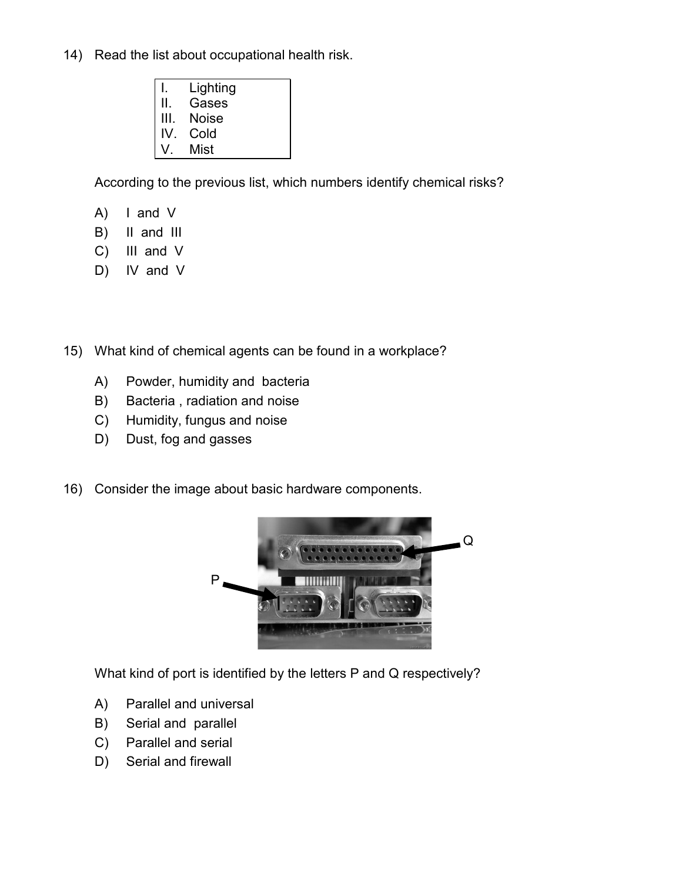14) Read the list about occupational health risk.

| I. | Lighting |
|---|---|
| II. | Gases |
| III. | Noise |
| IV. | Cold |
| V. | Mist |

According to the previous list, which numbers identify chemical risks?

A) I and V
B) II and III
C) III and V
D) IV and V

15) What kind of chemical agents can be found in a workplace?

A) Powder, humidity and bacteria
B) Bacteria , radiation and noise
C) Humidity, fungus and noise
D) Dust, fog and gasses

16) Consider the image about basic hardware components.

What kind of port is identified by the letters P and Q respectively?

A) Parallel and universal
B) Serial and parallel
C) Parallel and serial
D) Serial and firewall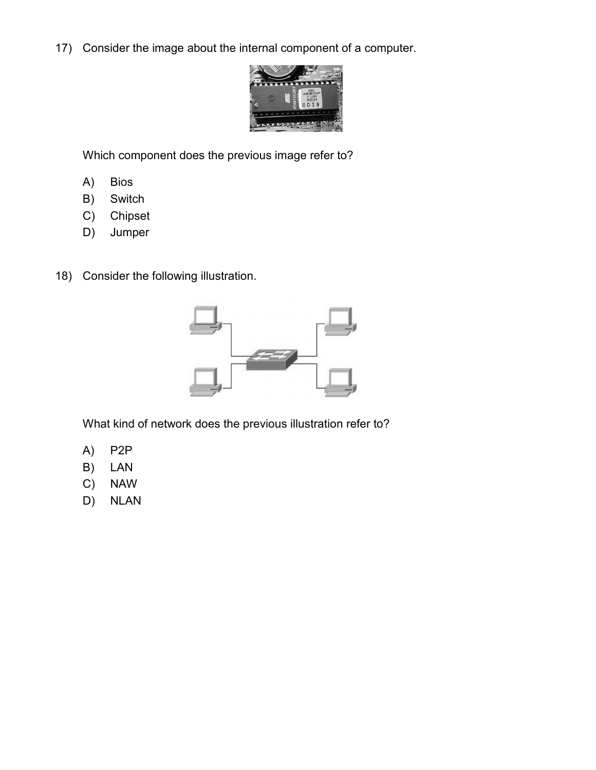17) Consider the image about the internal component of a computer.

Which component does the previous image refer to?

A) Bios
B) Switch
C) Chipset
D) Jumper

18) Consider the following illustration.

What kind of network does the previous illustration refer to?

A) P2P
B) LAN
C) NAW
D) NLAN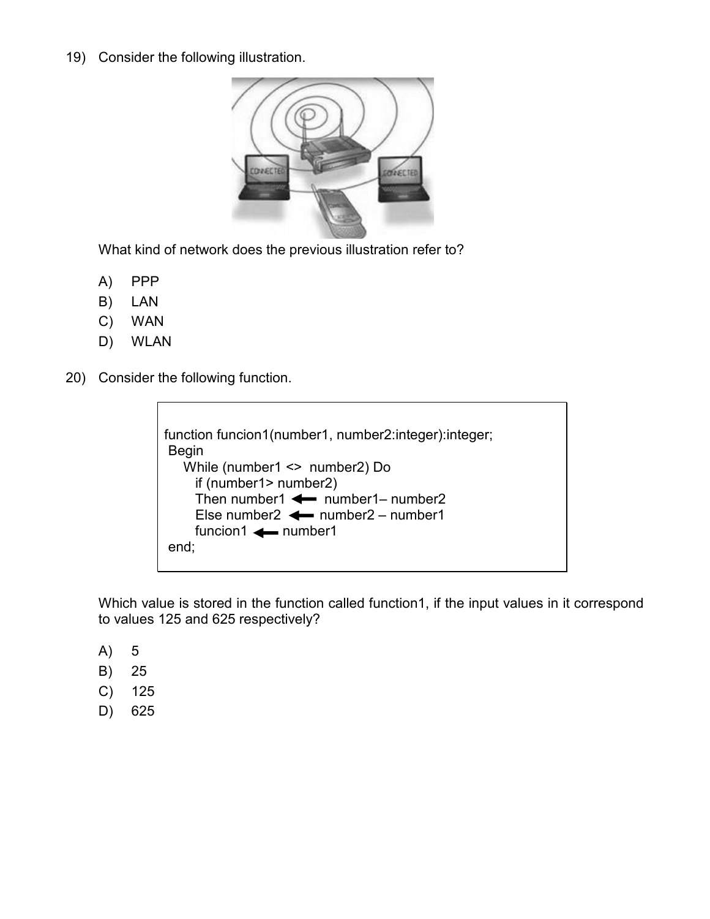19) Consider the following illustration.

What kind of network does the previous illustration refer to?

A) PPP
B) LAN
C) WAN
D) WLAN

20) Consider the following function.

```
function funcion1(number1, number2:integer):integer;
 Begin
    While (number1 <>  number2) Do
      if (number1> number2)
      Then number1 ← number1– number2
      Else number2 ← number2 – number1
      funcion1 ← number1
 end;
```

Which value is stored in the function called function1, if the input values in it correspond to values 125 and 625 respectively?

A) 5
B) 25
C) 125
D) 625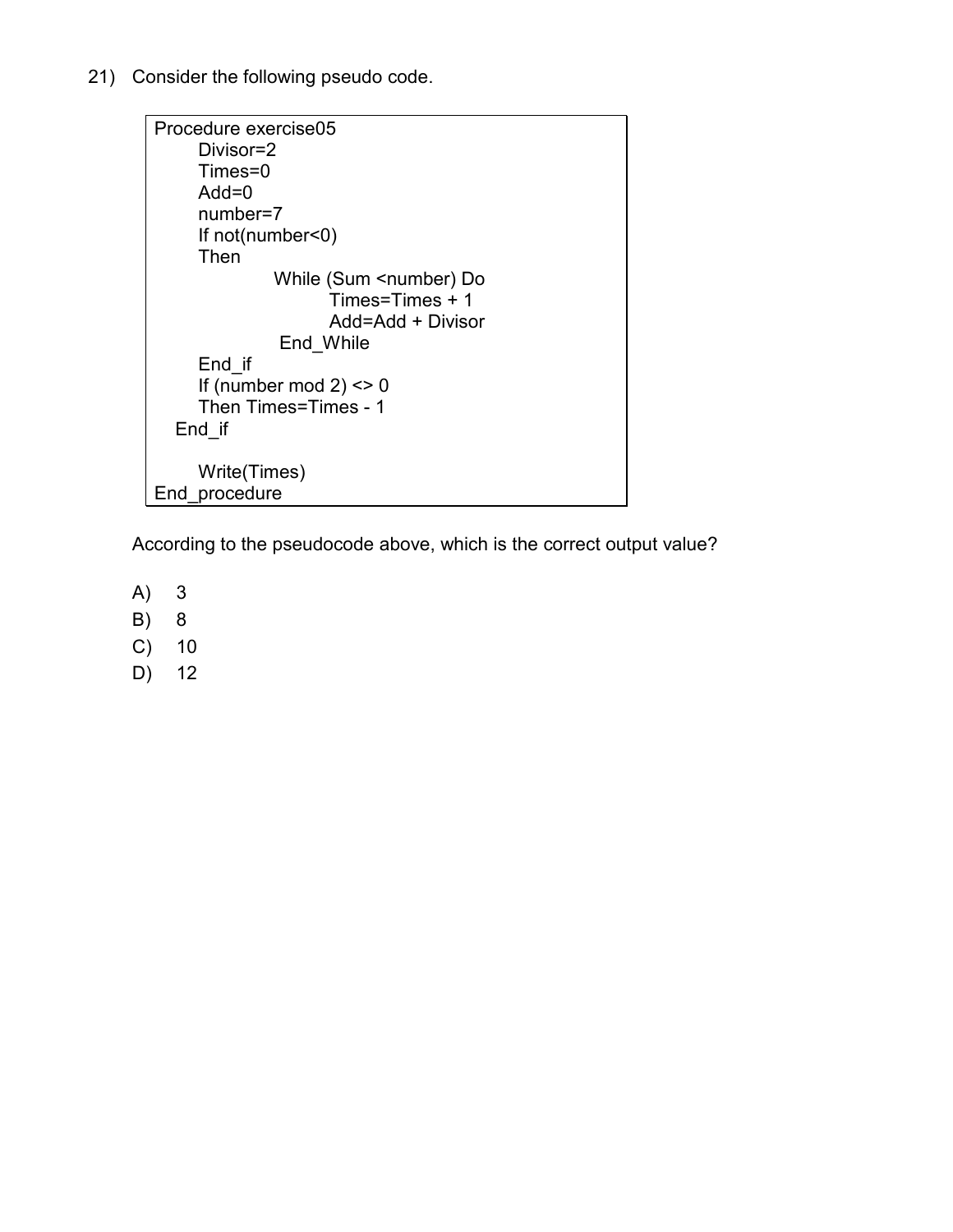21) Consider the following pseudo code.

```
Procedure exercise05
       Divisor=2
       Times=0
       Add=0
       number=7
       If not(number<0)
       Then
                  While (Sum <number) Do
                          Times=Times + 1
                          Add=Add + Divisor
                   End_While
       End_if
       If (number mod 2) <> 0
       Then Times=Times - 1
    End_if

       Write(Times)
End_procedure
```

According to the pseudocode above, which is the correct output value?

A) 3
B) 8
C) 10
D) 12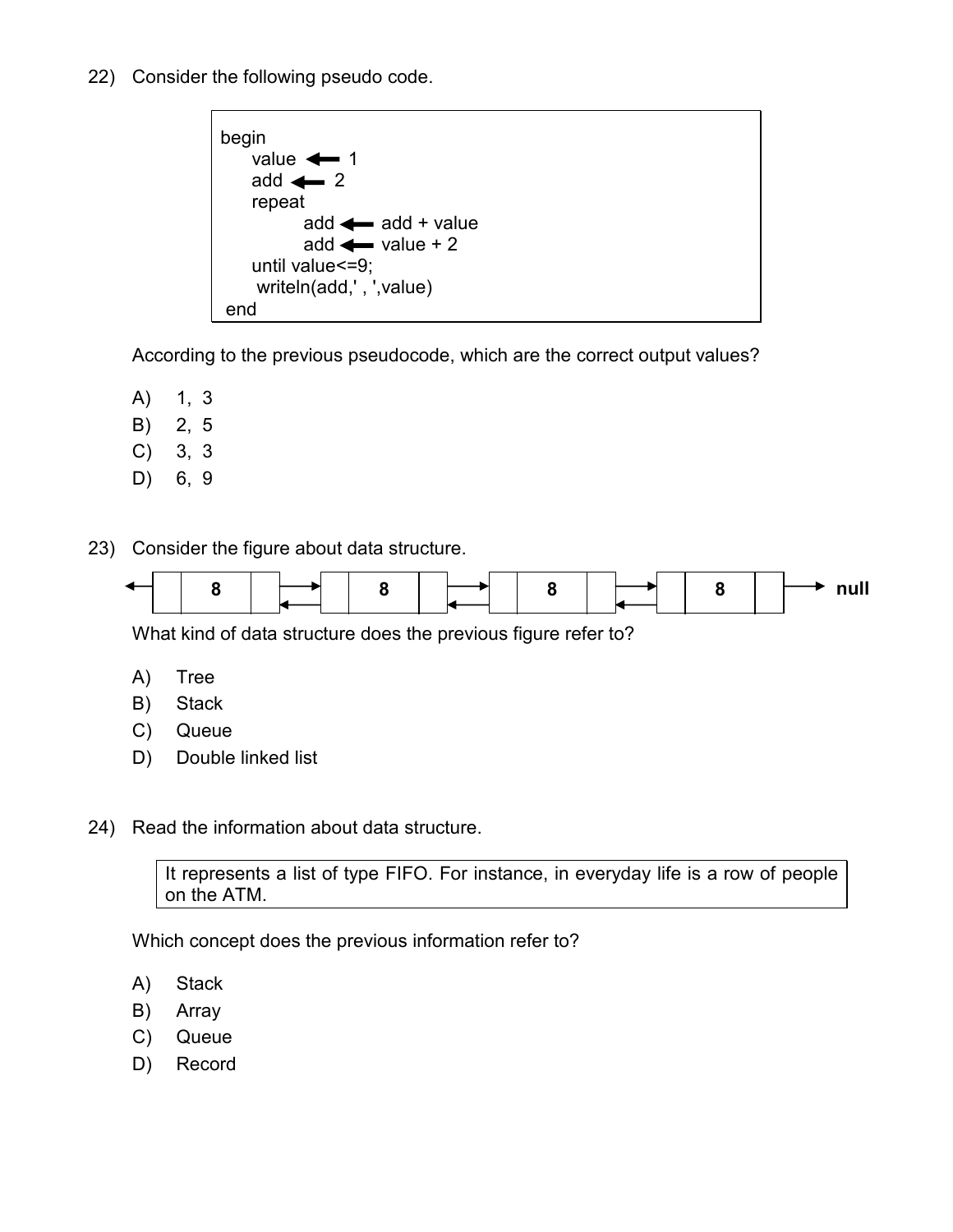22) Consider the following pseudo code.

```
begin
    value ⟵ 1
    add ⟵ 2
    repeat
        add ⟵ add + value
        add ⟵ value + 2
    until value<=9;
    writeln(add,' , ',value)
end
```

According to the previous pseudocode, which are the correct output values?

A) 1, 3
B) 2, 5
C) 3, 3
D) 6, 9

23) Consider the figure about data structure.

← | 8 | ⇄ | 8 | ⇄ | 8 | ⇄ | 8 | → null

What kind of data structure does the previous figure refer to?

A) Tree
B) Stack
C) Queue
D) Double linked list

24) Read the information about data structure.

> It represents a list of type FIFO. For instance, in everyday life is a row of people on the ATM.

Which concept does the previous information refer to?

A) Stack
B) Array
C) Queue
D) Record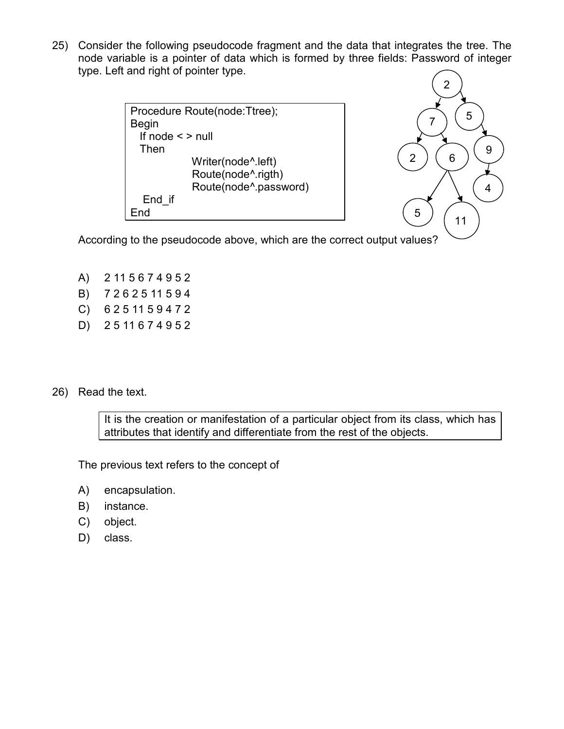25) Consider the following pseudocode fragment and the data that integrates the tree. The node variable is a pointer of data which is formed by three fields: Password of integer type. Left and right of pointer type.

```
Procedure Route(node:Ttree);
Begin
  If node < > null
  Then
              Writer(node^.left)
              Route(node^.rigth)
              Route(node^.password)
   End_if
End
```

According to the pseudocode above, which are the correct output values?

A) 2 11 5 6 7 4 9 5 2
B) 7 2 6 2 5 11 5 9 4
C) 6 2 5 11 5 9 4 7 2
D) 2 5 11 6 7 4 9 5 2

26) Read the text.

> It is the creation or manifestation of a particular object from its class, which has attributes that identify and differentiate from the rest of the objects.

The previous text refers to the concept of

A) encapsulation.
B) instance.
C) object.
D) class.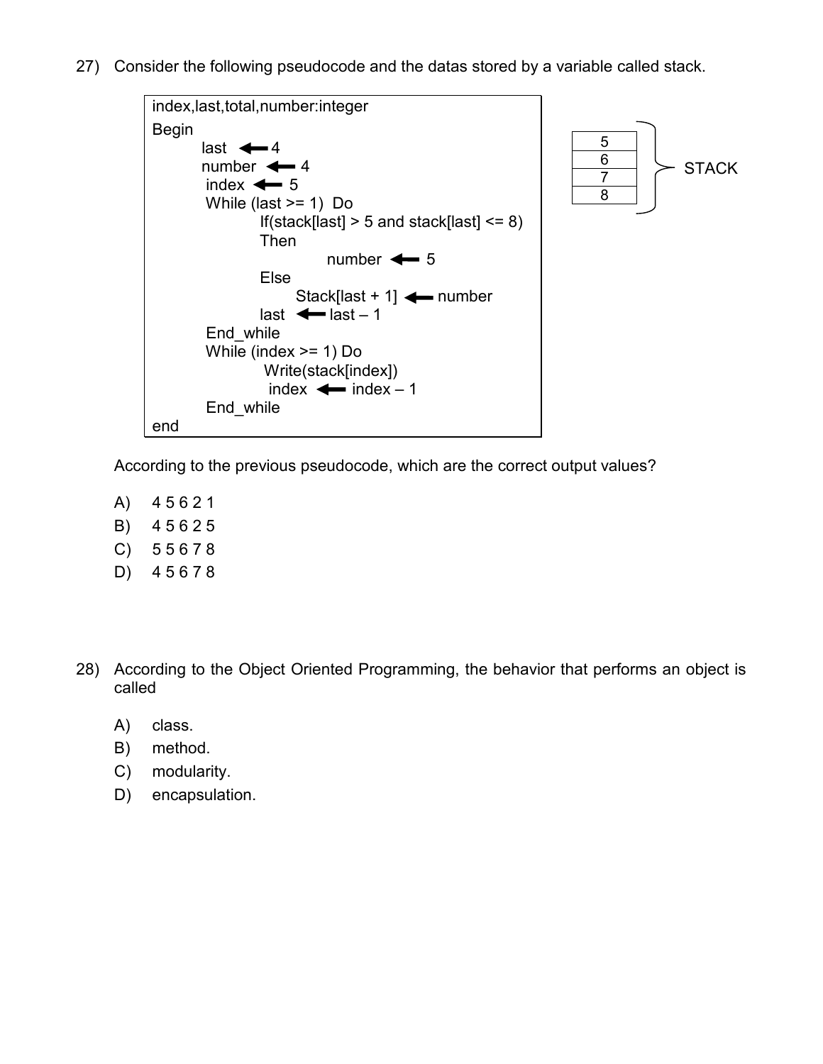27) Consider the following pseudocode and the datas stored by a variable called stack.

```
index,last,total,number:integer
Begin
    last ← 4
    number ← 4
    index ← 5
    While (last >= 1)  Do
        If(stack[last] > 5 and stack[last] <= 8)
        Then
            number ← 5
        Else
            Stack[last + 1] ← number
        last ← last – 1
    End_while
    While (index >= 1) Do
        Write(stack[index])
        index ← index – 1
    End_while
end
```

| STACK |
|---|
| 5 |
| 6 |
| 7 |
| 8 |

According to the previous pseudocode, which are the correct output values?

A) 4 5 6 2 1
B) 4 5 6 2 5
C) 5 5 6 7 8
D) 4 5 6 7 8

28) According to the Object Oriented Programming, the behavior that performs an object is called

A) class.
B) method.
C) modularity.
D) encapsulation.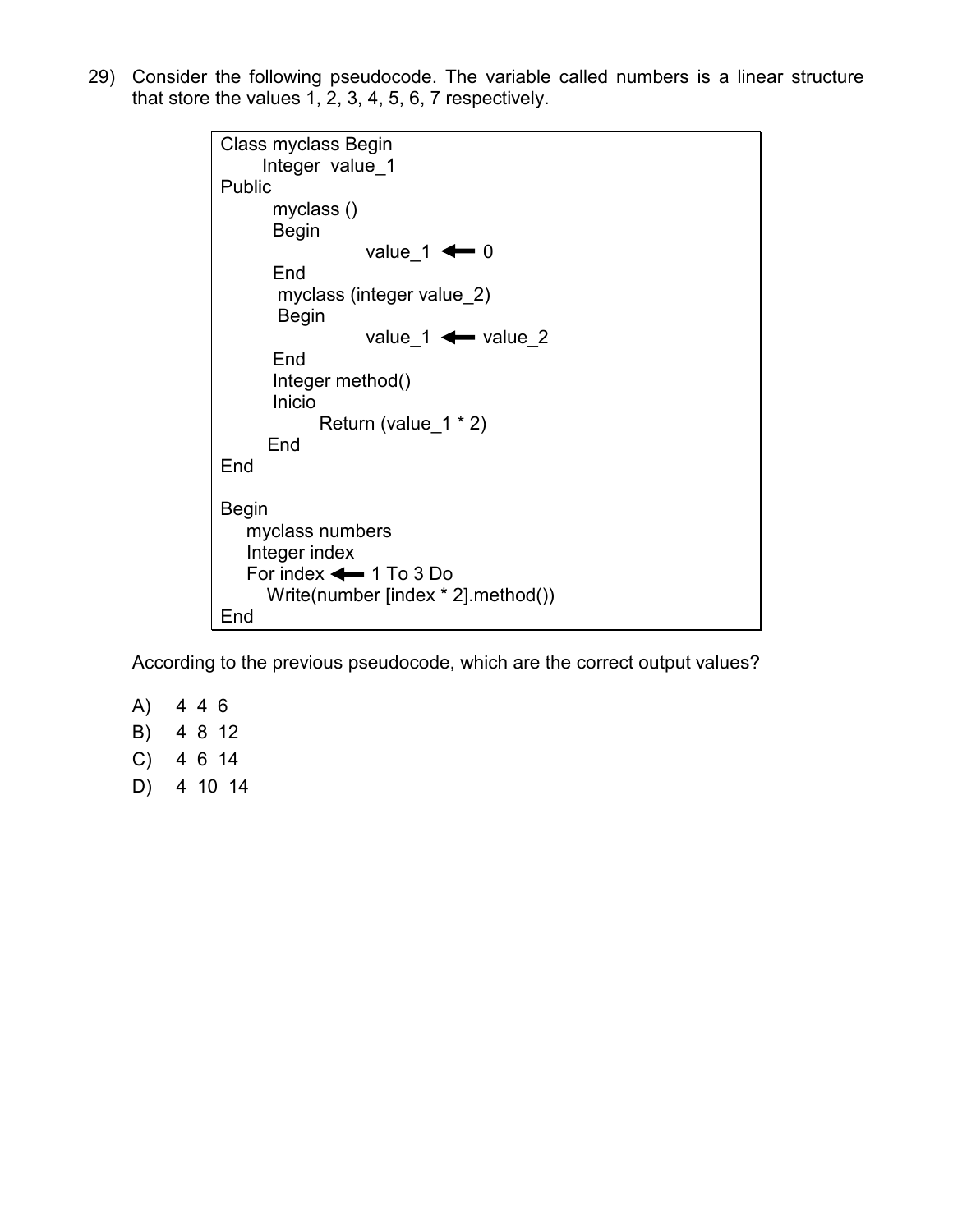29) Consider the following pseudocode. The variable called numbers is a linear structure that store the values 1, 2, 3, 4, 5, 6, 7 respectively.

```
Class myclass Begin
      Integer  value_1
Public
        myclass ()
        Begin
                    value_1 ← 0
        End
         myclass (integer value_2)
         Begin
                    value_1 ← value_2
        End
        Integer method()
        Inicio
               Return (value_1 * 2)
       End
End

Begin
    myclass numbers
    Integer index
    For index ← 1 To 3 Do
       Write(number [index * 2].method())
End
```

According to the previous pseudocode, which are the correct output values?

A) 4 4 6
B) 4 8 12
C) 4 6 14
D) 4 10 14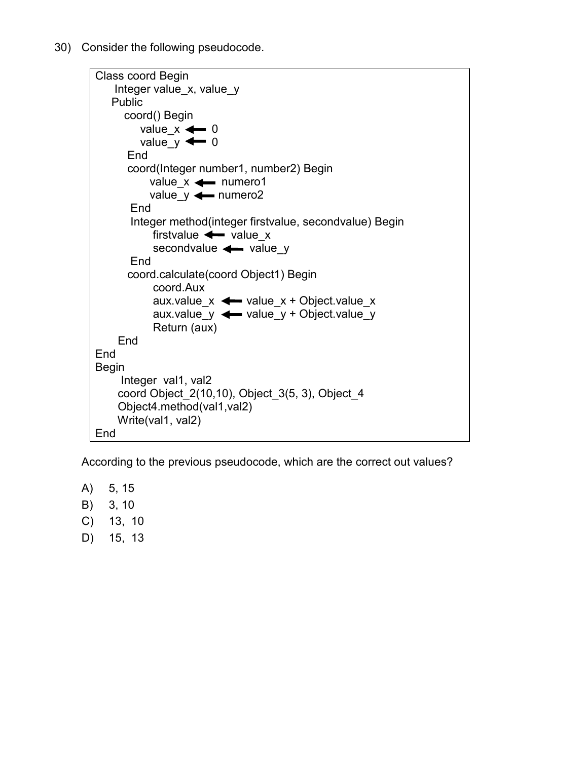30) Consider the following pseudocode.

```
Class coord Begin
     Integer value_x, value_y
    Public
       coord() Begin
           value_x ← 0
           value_y ← 0
        End
        coord(Integer number1, number2) Begin
              value_x ← numero1
              value_y ← numero2
         End
         Integer method(integer firstvalue, secondvalue) Begin
               firstvalue ← value_x
               secondvalue ← value_y
         End
        coord.calculate(coord Object1) Begin
               coord.Aux
               aux.value_x ← value_x + Object.value_x
               aux.value_y ← value_y + Object.value_y
               Return (aux)
      End
End
Begin
      Integer  val1, val2
      coord Object_2(10,10), Object_3(5, 3), Object_4
      Object4.method(val1,val2)
      Write(val1, val2)
End
```

According to the previous pseudocode, which are the correct out values?

A) 5, 15

B) 3, 10

C) 13, 10

D) 15, 13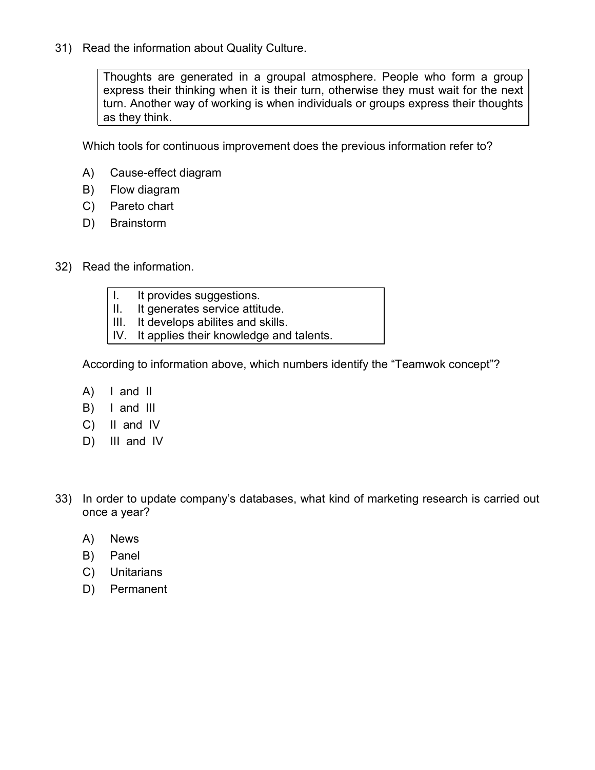31) Read the information about Quality Culture.

> Thoughts are generated in a groupal atmosphere. People who form a group express their thinking when it is their turn, otherwise they must wait for the next turn. Another way of working is when individuals or groups express their thoughts as they think.

Which tools for continuous improvement does the previous information refer to?

A) Cause-effect diagram
B) Flow diagram
C) Pareto chart
D) Brainstorm

32) Read the information.

> I. It provides suggestions.
> II. It generates service attitude.
> III. It develops abilites and skills.
> IV. It applies their knowledge and talents.

According to information above, which numbers identify the "Teamwok concept"?

A) I and II
B) I and III
C) II and IV
D) III and IV

33) In order to update company's databases, what kind of marketing research is carried out once a year?

A) News
B) Panel
C) Unitarians
D) Permanent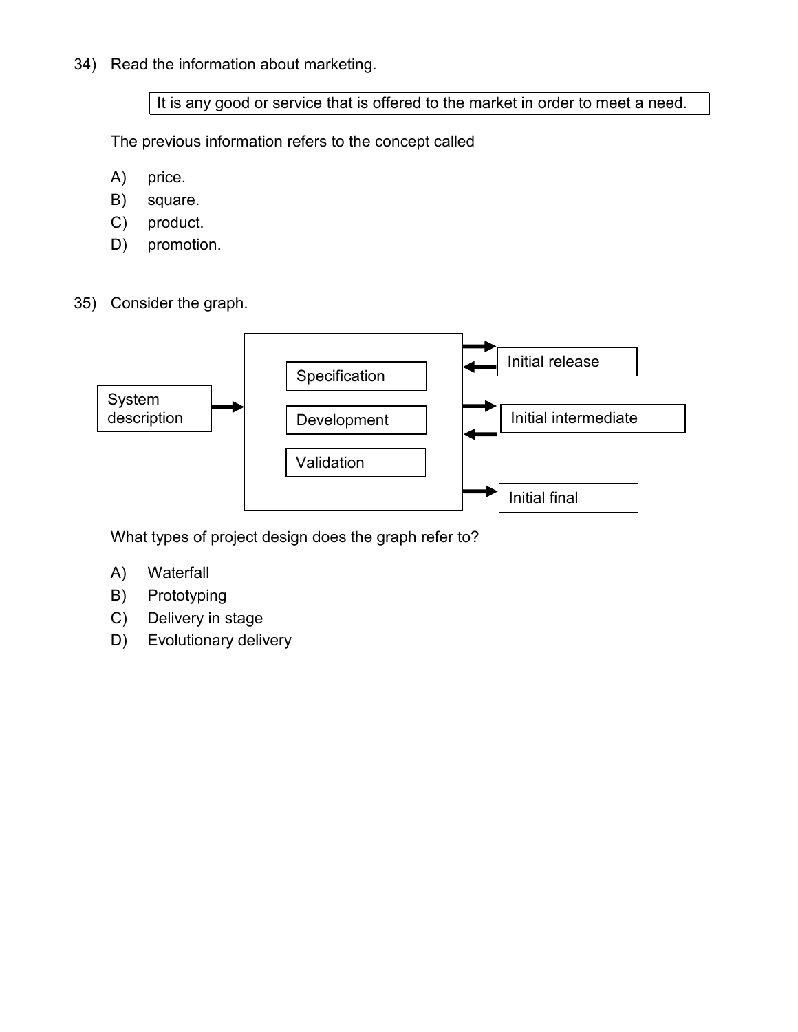34) Read the information about marketing.

| It is any good or service that is offered to the market in order to meet a need. |
|---|

The previous information refers to the concept called

A) price.
B) square.
C) product.
D) promotion.

35) Consider the graph.

System description → [Specification, Development, Validation] → Initial release; Initial intermediate; Initial final

What types of project design does the graph refer to?

A) Waterfall
B) Prototyping
C) Delivery in stage
D) Evolutionary delivery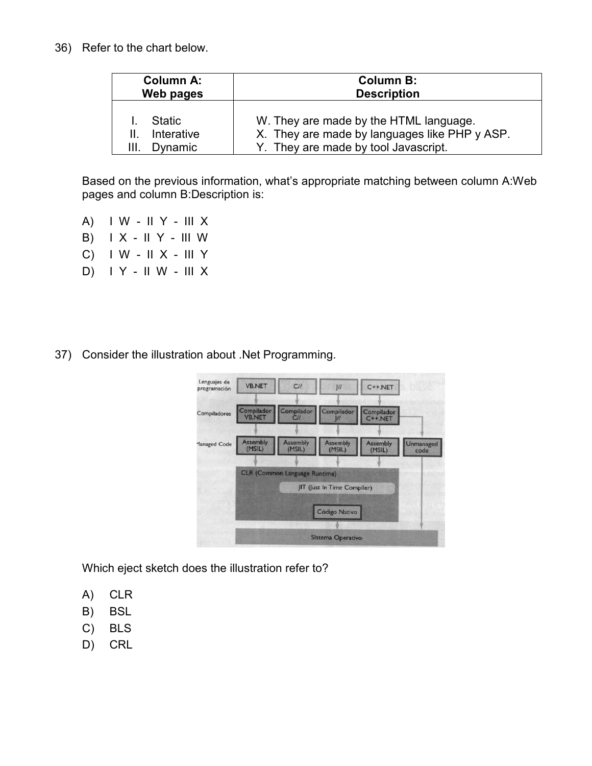36) Refer to the chart below.

| Column A: Web pages | Column B: Description |
|---|---|
| I. Static | W. They are made by the HTML language. |
| II. Interative | X. They are made by languages like PHP y ASP. |
| III. Dynamic | Y. They are made by tool Javascript. |

Based on the previous information, what's appropriate matching between column A:Web pages and column B:Description is:

A) I W - II Y - III X
B) I X - II Y - III W
C) I W - II X - III Y
D) I Y - II W - III X

37) Consider the illustration about .Net Programming.

Which eject sketch does the illustration refer to?

A) CLR
B) BSL
C) BLS
D) CRL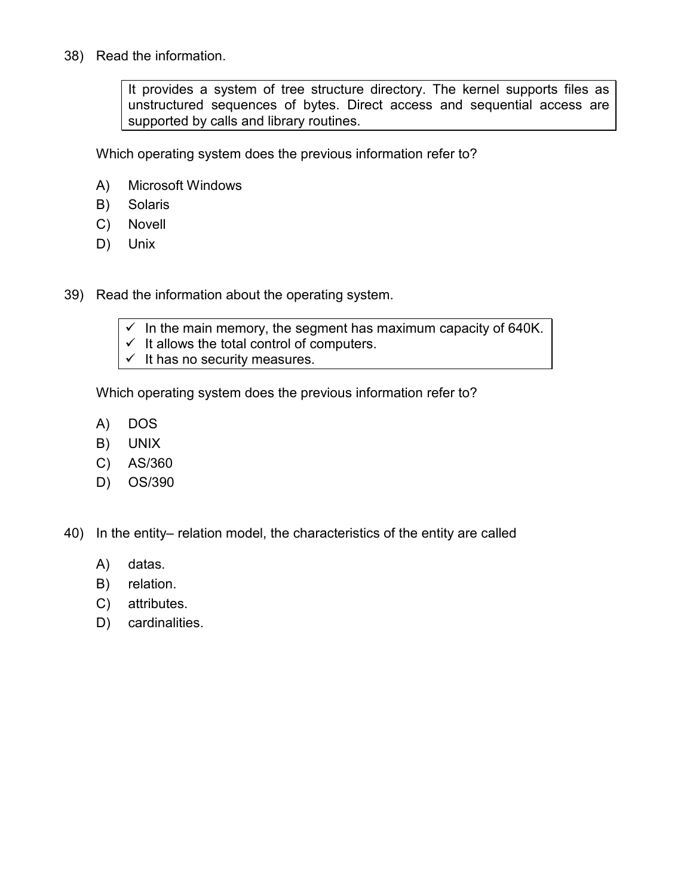38) Read the information.

> It provides a system of tree structure directory. The kernel supports files as unstructured sequences of bytes. Direct access and sequential access are supported by calls and library routines.

Which operating system does the previous information refer to?

A) Microsoft Windows
B) Solaris
C) Novell
D) Unix

39) Read the information about the operating system.

> ✓ In the main memory, the segment has maximum capacity of 640K.
> ✓ It allows the total control of computers.
> ✓ It has no security measures.

Which operating system does the previous information refer to?

A) DOS
B) UNIX
C) AS/360
D) OS/390

40) In the entity– relation model, the characteristics of the entity are called

A) datas.
B) relation.
C) attributes.
D) cardinalities.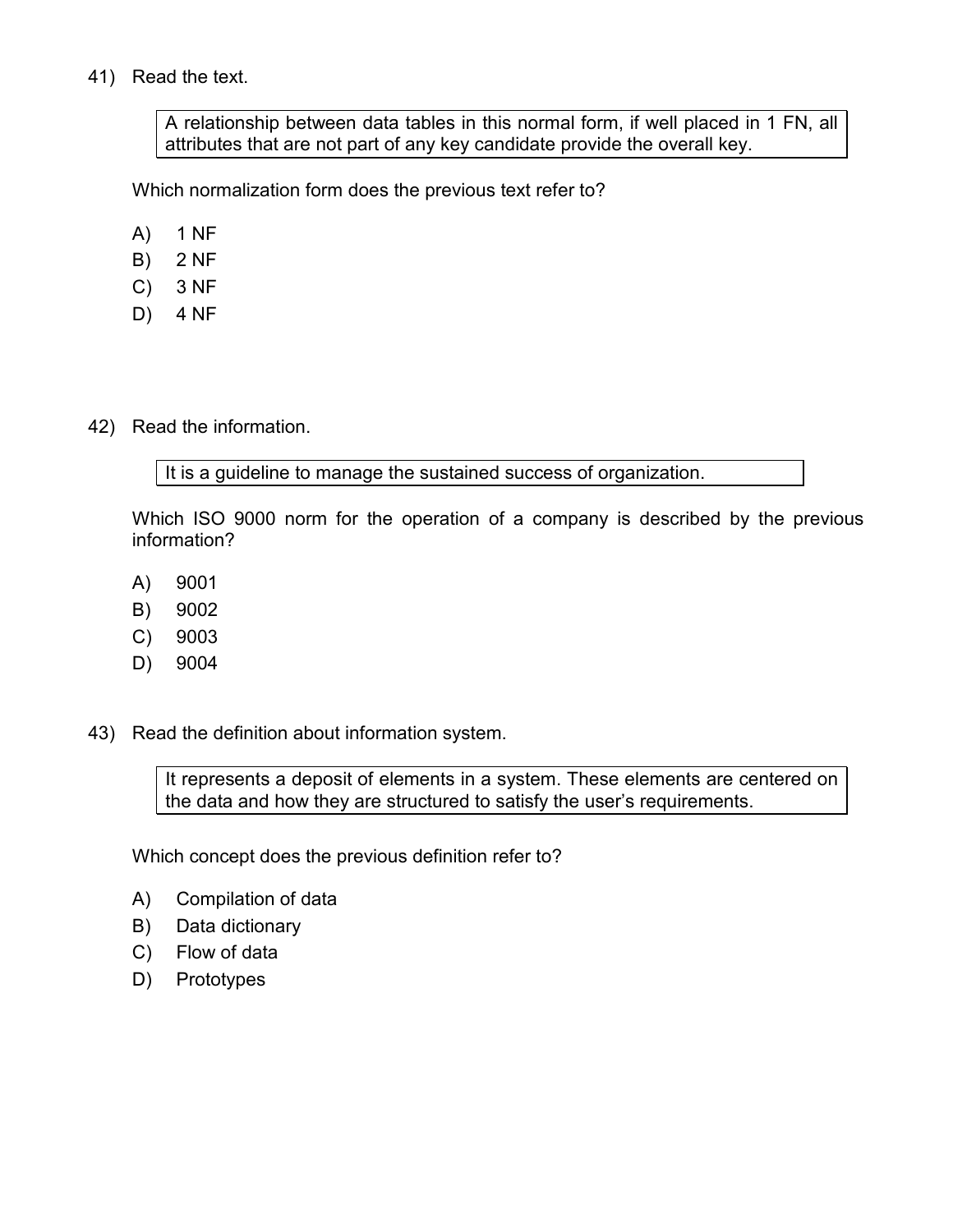41) Read the text.

> A relationship between data tables in this normal form, if well placed in 1 FN, all attributes that are not part of any key candidate provide the overall key.

Which normalization form does the previous text refer to?

A) 1 NF
B) 2 NF
C) 3 NF
D) 4 NF

42) Read the information.

> It is a guideline to manage the sustained success of organization.

Which ISO 9000 norm for the operation of a company is described by the previous information?

A) 9001
B) 9002
C) 9003
D) 9004

43) Read the definition about information system.

> It represents a deposit of elements in a system. These elements are centered on the data and how they are structured to satisfy the user's requirements.

Which concept does the previous definition refer to?

A) Compilation of data
B) Data dictionary
C) Flow of data
D) Prototypes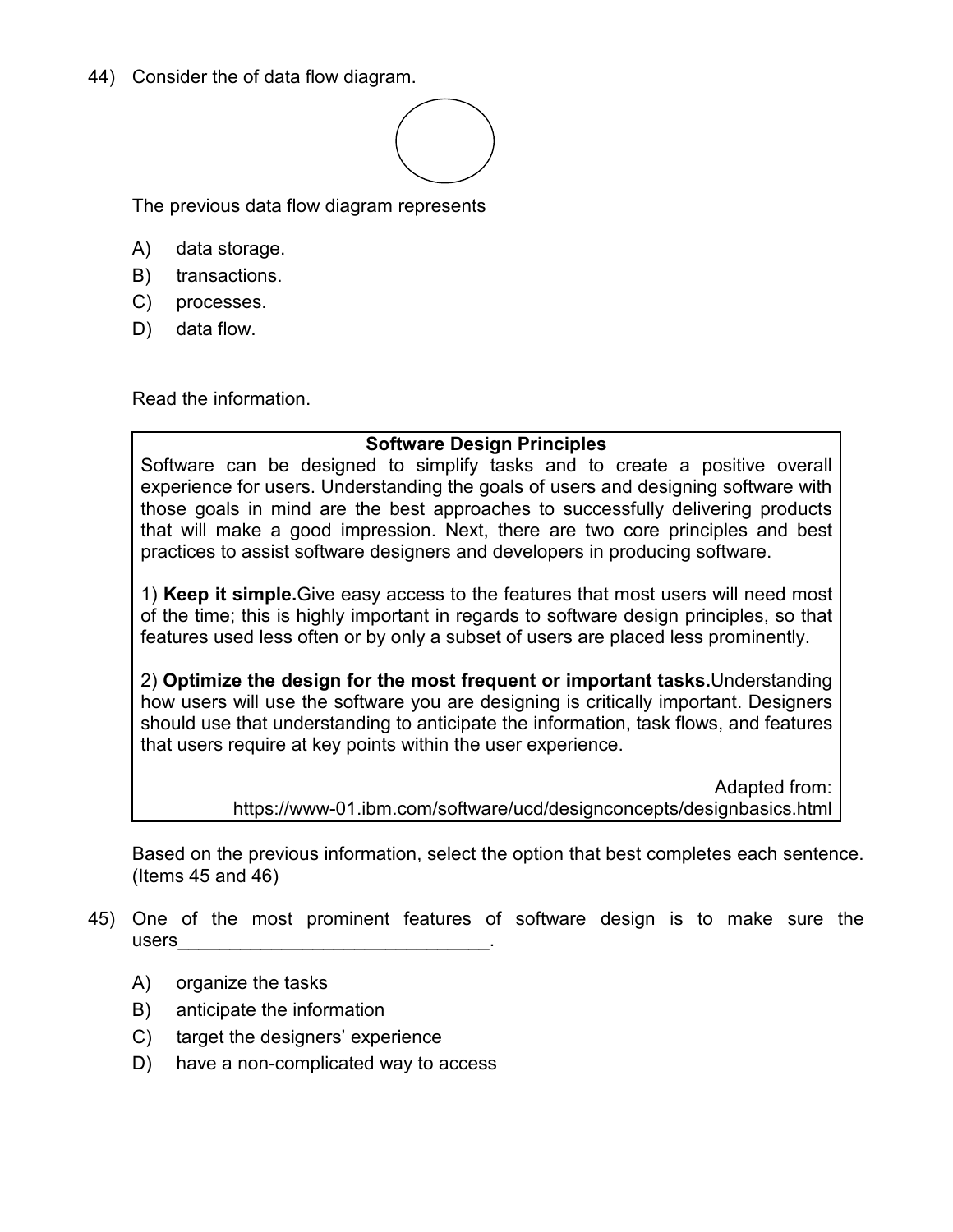44) Consider the of data flow diagram.

The previous data flow diagram represents

A) data storage.
B) transactions.
C) processes.
D) data flow.

Read the information.

| **Software Design Principles** |
| --- |
| Software can be designed to simplify tasks and to create a positive overall experience for users. Understanding the goals of users and designing software with those goals in mind are the best approaches to successfully delivering products that will make a good impression. Next, there are two core principles and best practices to assist software designers and developers in producing software.<br><br>1) **Keep it simple.**Give easy access to the features that most users will need most of the time; this is highly important in regards to software design principles, so that features used less often or by only a subset of users are placed less prominently.<br><br>2) **Optimize the design for the most frequent or important tasks.**Understanding how users will use the software you are designing is critically important. Designers should use that understanding to anticipate the information, task flows, and features that users require at key points within the user experience.<br><br>Adapted from: https://www-01.ibm.com/software/ucd/designconcepts/designbasics.html |

Based on the previous information, select the option that best completes each sentence. (Items 45 and 46)

45) One of the most prominent features of software design is to make sure the users______________________________.

A) organize the tasks
B) anticipate the information
C) target the designers' experience
D) have a non-complicated way to access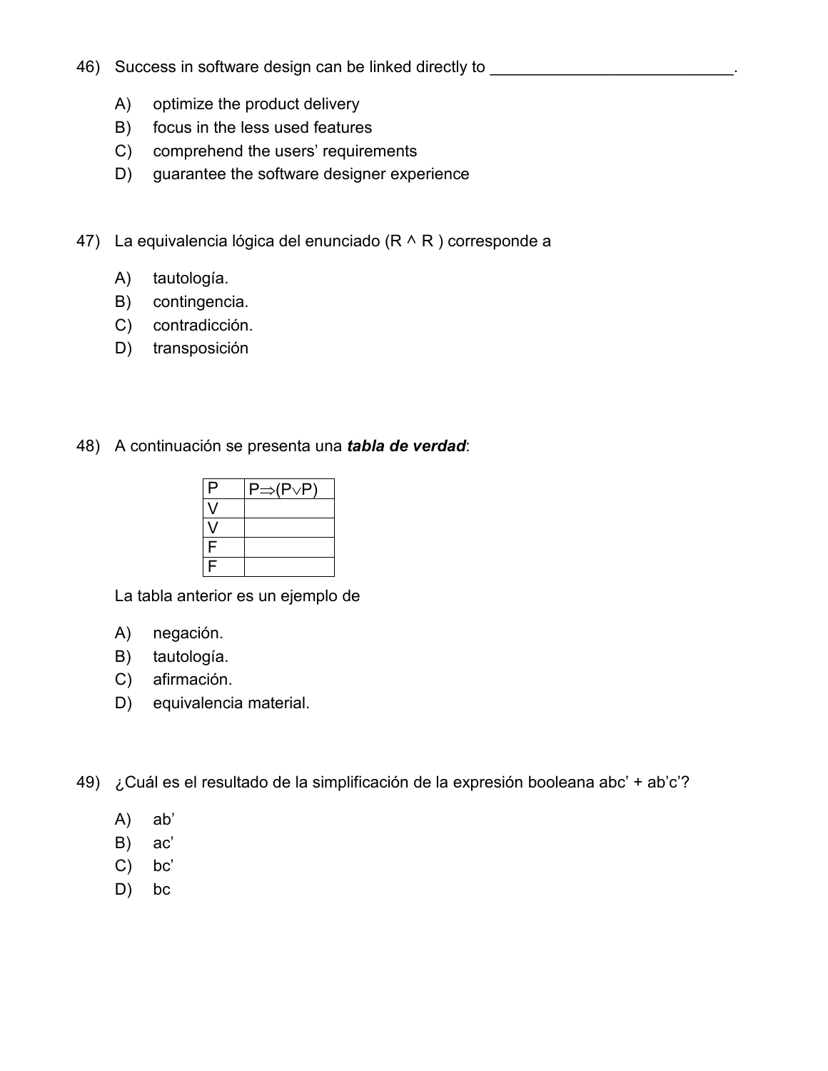46) Success in software design can be linked directly to ___________________________.

A) optimize the product delivery
B) focus in the less used features
C) comprehend the users' requirements
D) guarantee the software designer experience

47) La equivalencia lógica del enunciado ($R \wedge R$ ) corresponde a

A) tautología.
B) contingencia.
C) contradicción.
D) transposición

48) A continuación se presenta una ***tabla de verdad***:

| P | $P \Rightarrow (P \vee P)$ |
|---|---|
| V | |
| V | |
| F | |
| F | |

La tabla anterior es un ejemplo de

A) negación.
B) tautología.
C) afirmación.
D) equivalencia material.

49) ¿Cuál es el resultado de la simplificación de la expresión booleana abc' + ab'c'?

A) ab'
B) ac'
C) bc'
D) bc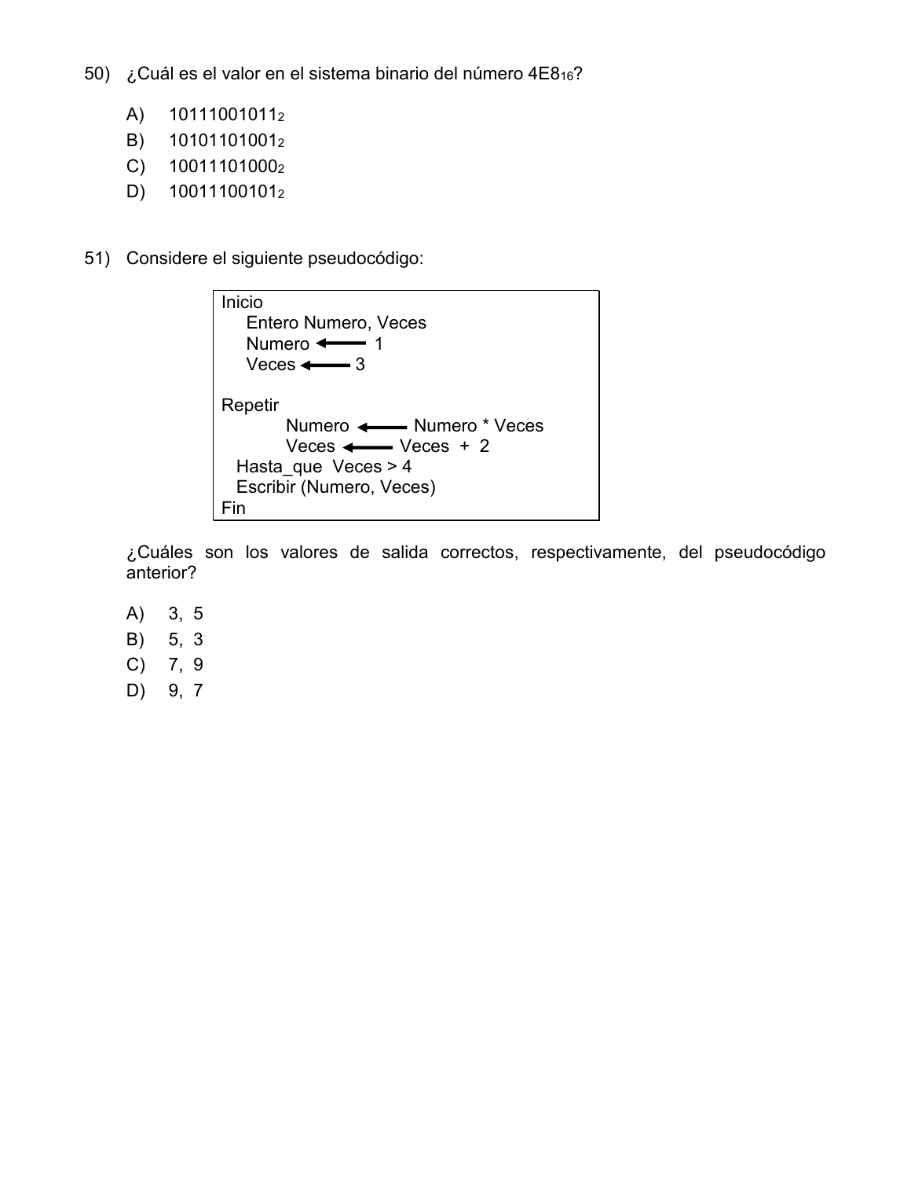50) ¿Cuál es el valor en el sistema binario del número $4E8_{16}$?

A) $10111001011_2$
B) $10101101001_2$
C) $10011101000_2$
D) $10011100101_2$

51) Considere el siguiente pseudocódigo:

```
Inicio
    Entero Numero, Veces
    Numero ←—— 1
    Veces ←—— 3

Repetir
          Numero ←—— Numero * Veces
          Veces ←—— Veces  +  2
  Hasta_que  Veces > 4
  Escribir (Numero, Veces)
Fin
```

¿Cuáles son los valores de salida correctos, respectivamente, del pseudocódigo anterior?

A) 3, 5
B) 5, 3
C) 7, 9
D) 9, 7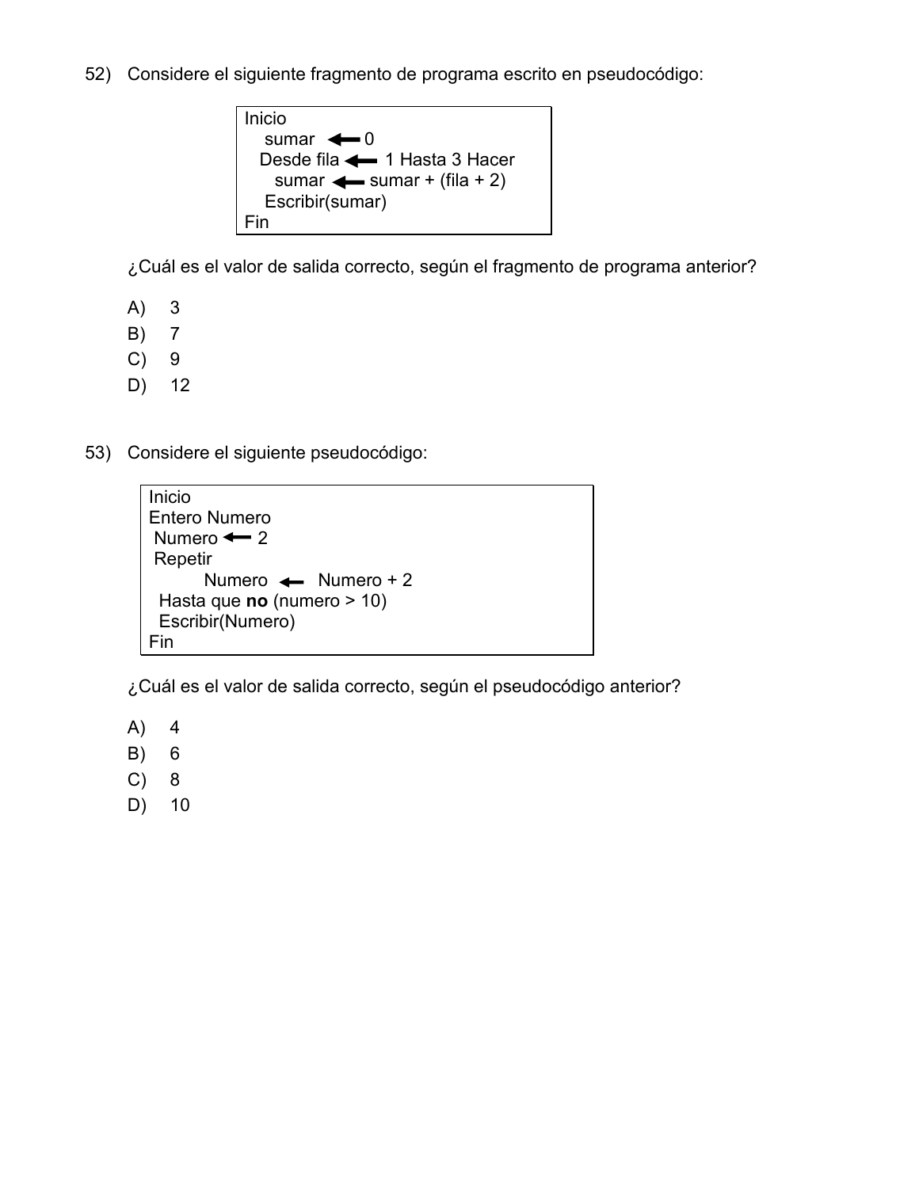52) Considere el siguiente fragmento de programa escrito en pseudocódigo:

```
Inicio
   sumar ⟵ 0
  Desde fila ⟵ 1 Hasta 3 Hacer
     sumar ⟵ sumar + (fila + 2)
   Escribir(sumar)
Fin
```

¿Cuál es el valor de salida correcto, según el fragmento de programa anterior?

A) 3
B) 7
C) 9
D) 12

53) Considere el siguiente pseudocódigo:

```
Inicio
Entero Numero
 Numero ⟵ 2
 Repetir
        Numero ⟵ Numero + 2
  Hasta que no (numero > 10)
  Escribir(Numero)
Fin
```

¿Cuál es el valor de salida correcto, según el pseudocódigo anterior?

A) 4
B) 6
C) 8
D) 10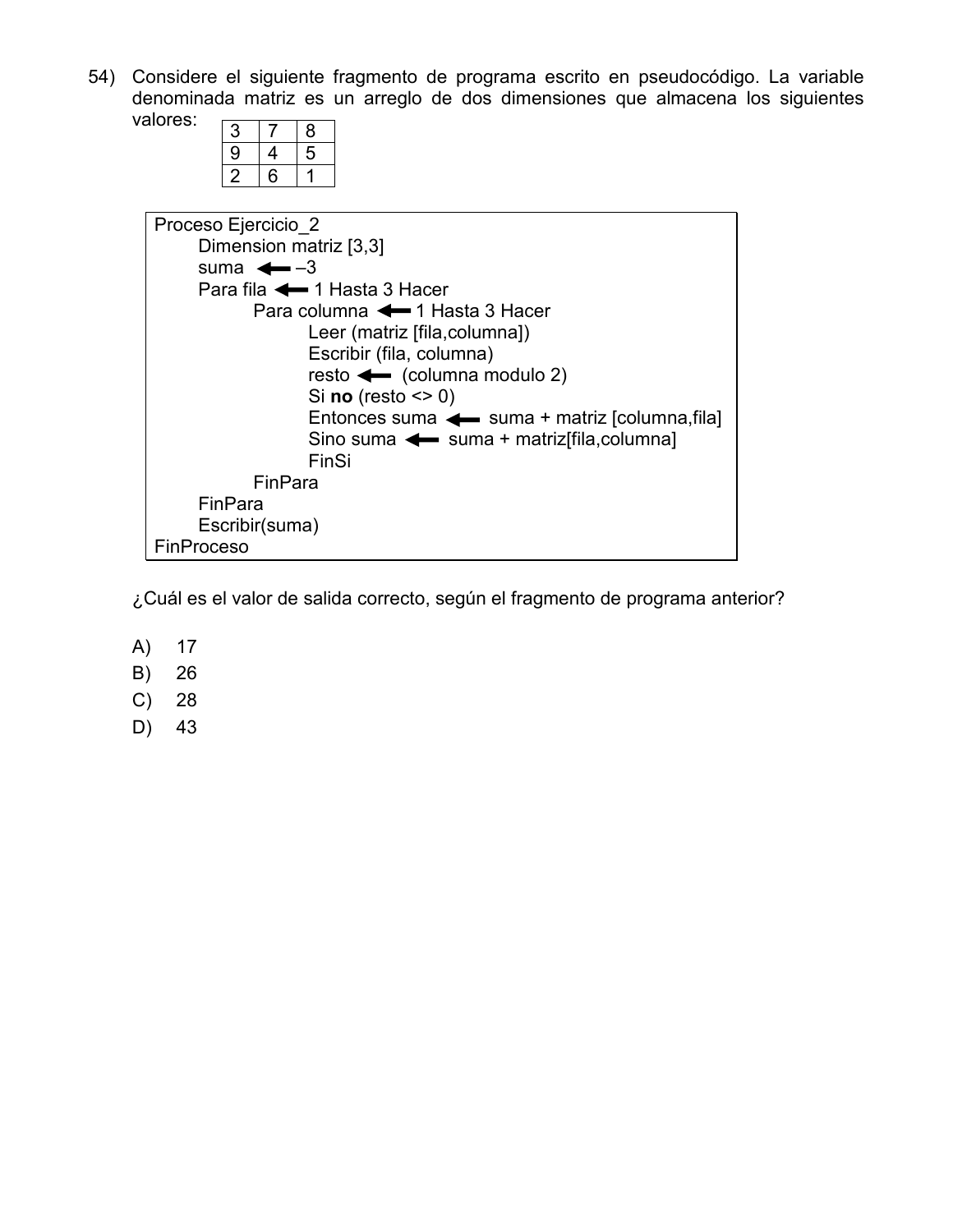54) Considere el siguiente fragmento de programa escrito en pseudocódigo. La variable denominada matriz es un arreglo de dos dimensiones que almacena los siguientes valores:

| | | |
|---|---|---|
| 3 | 7 | 8 |
| 9 | 4 | 5 |
| 2 | 6 | 1 |

```
Proceso Ejercicio_2
    Dimension matriz [3,3]
    suma ← –3
    Para fila ← 1 Hasta 3 Hacer
        Para columna ← 1 Hasta 3 Hacer
            Leer (matriz [fila,columna])
            Escribir (fila, columna)
            resto ←  (columna modulo 2)
            Si no (resto <> 0)
            Entonces suma ←  suma + matriz [columna,fila]
            Sino suma ←  suma + matriz[fila,columna]
            FinSi
        FinPara
    FinPara
    Escribir(suma)
FinProceso
```

¿Cuál es el valor de salida correcto, según el fragmento de programa anterior?

A) 17

B) 26

C) 28

D) 43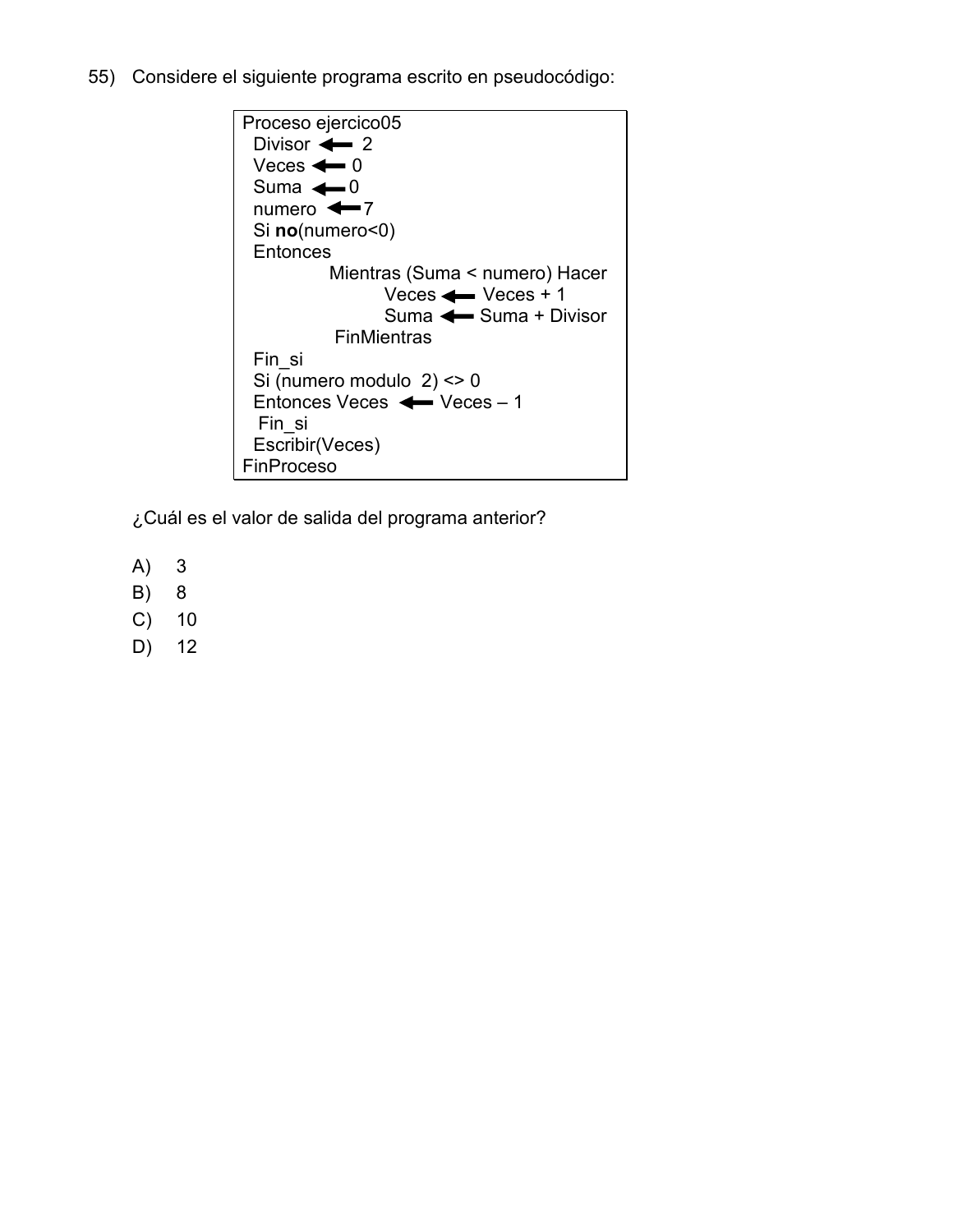55) Considere el siguiente programa escrito en pseudocódigo:

```
Proceso ejercico05
  Divisor ← 2
  Veces ← 0
  Suma ← 0
  numero ← 7
  Si no(numero<0)
  Entonces
            Mientras (Suma < numero) Hacer
                  Veces ← Veces + 1
                  Suma ← Suma + Divisor
            FinMientras
  Fin_si
  Si (numero modulo  2) <> 0
  Entonces Veces ← Veces – 1
   Fin_si
  Escribir(Veces)
FinProceso
```

¿Cuál es el valor de salida del programa anterior?

A) 3
B) 8
C) 10
D) 12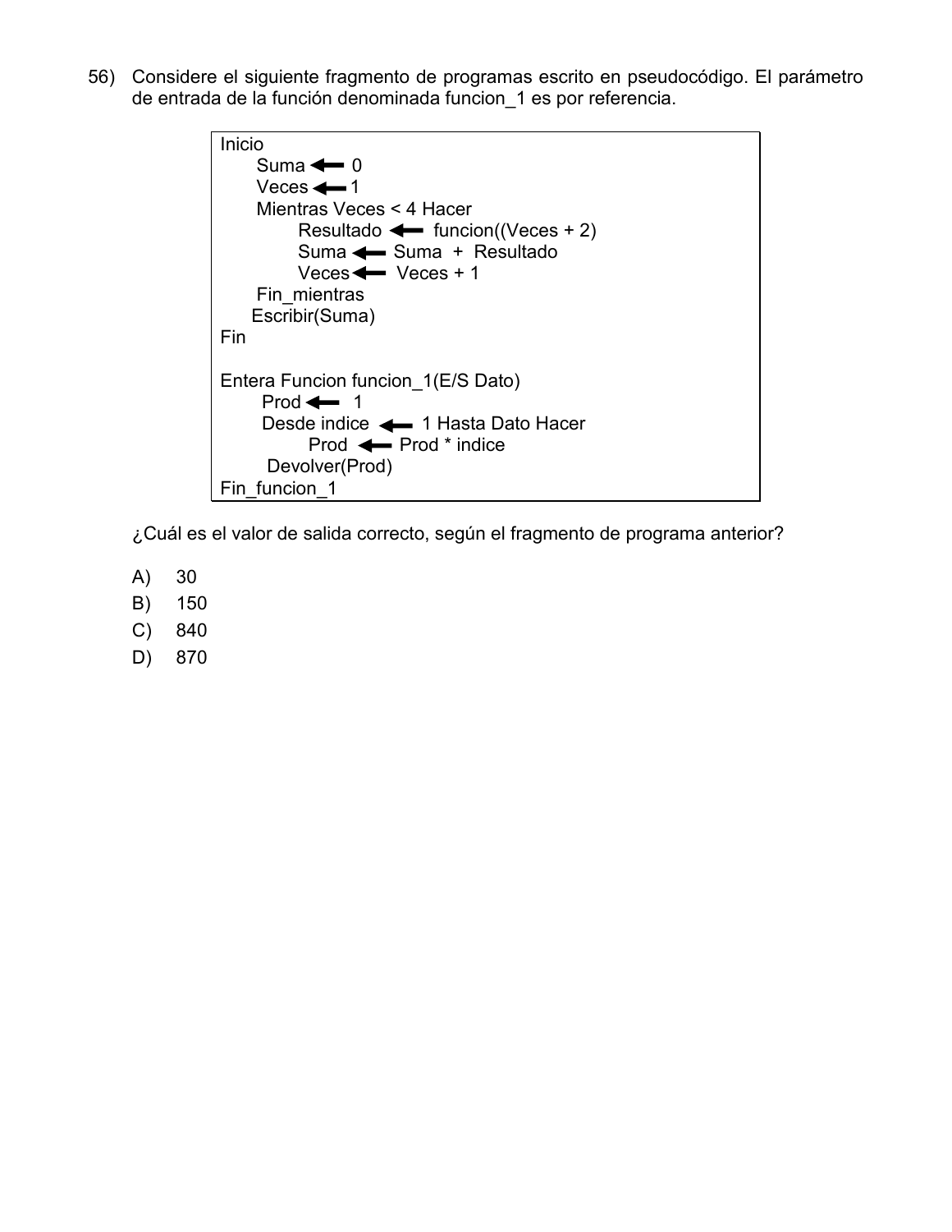56) Considere el siguiente fragmento de programas escrito en pseudocódigo. El parámetro de entrada de la función denominada funcion_1 es por referencia.

```
Inicio
    Suma ← 0
    Veces ← 1
    Mientras Veces < 4 Hacer
        Resultado ← funcion((Veces + 2)
        Suma ← Suma + Resultado
        Veces ← Veces + 1
    Fin_mientras
    Escribir(Suma)
Fin

Entera Funcion funcion_1(E/S Dato)
    Prod ← 1
    Desde indice ← 1 Hasta Dato Hacer
        Prod ← Prod * indice
    Devolver(Prod)
Fin_funcion_1
```

¿Cuál es el valor de salida correcto, según el fragmento de programa anterior?

A) 30

B) 150

C) 840

D) 870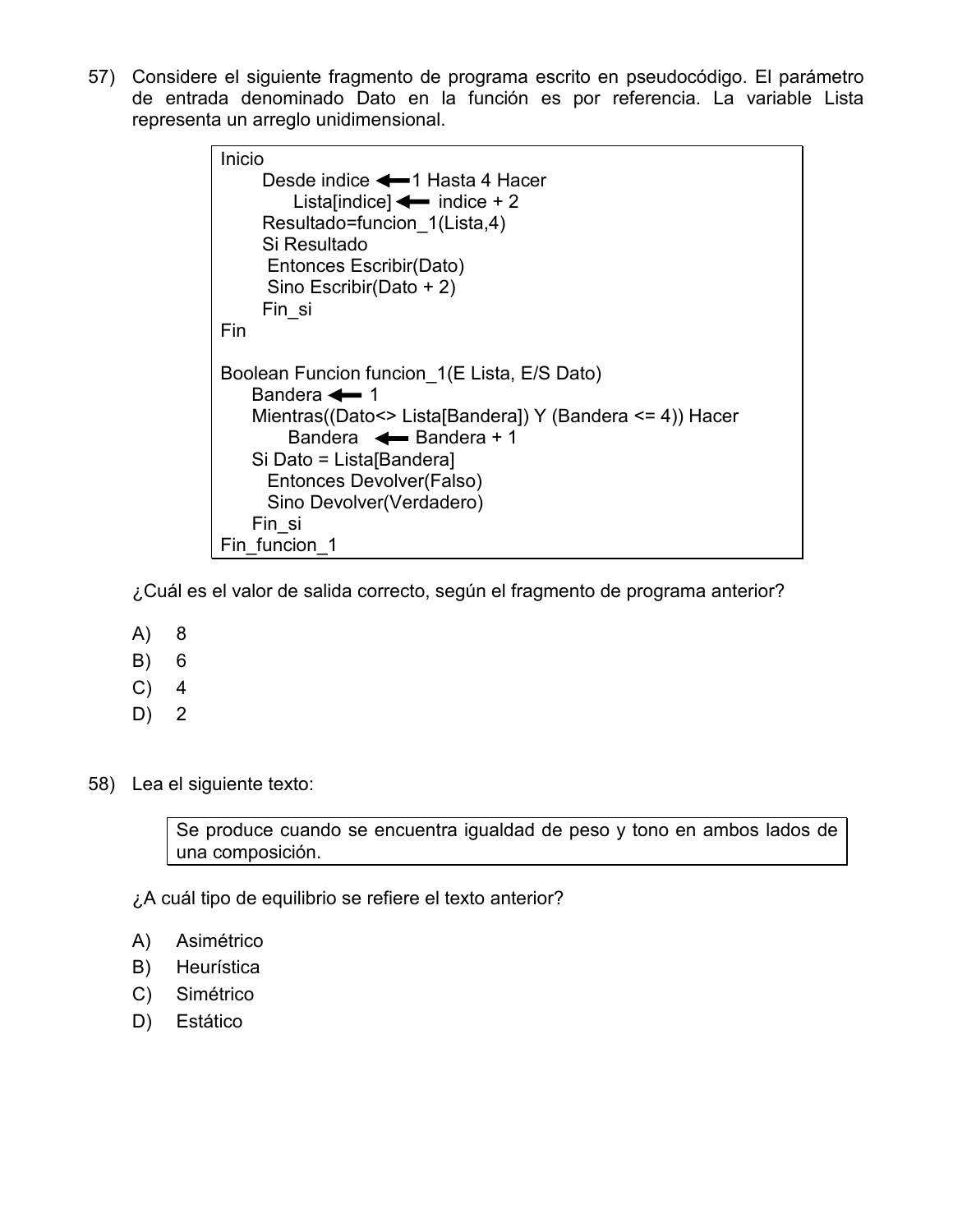57) Considere el siguiente fragmento de programa escrito en pseudocódigo. El parámetro de entrada denominado Dato en la función es por referencia. La variable Lista representa un arreglo unidimensional.

```
Inicio
      Desde indice ⟵ 1 Hasta 4 Hacer
           Lista[indice] ⟵ indice + 2
      Resultado=funcion_1(Lista,4)
      Si Resultado
       Entonces Escribir(Dato)
       Sino Escribir(Dato + 2)
      Fin_si
Fin

Boolean Funcion funcion_1(E Lista, E/S Dato)
     Bandera ⟵ 1
     Mientras((Dato<> Lista[Bandera]) Y (Bandera <= 4)) Hacer
           Bandera ⟵ Bandera + 1
     Si Dato = Lista[Bandera]
       Entonces Devolver(Falso)
       Sino Devolver(Verdadero)
     Fin_si
Fin_funcion_1
```

¿Cuál es el valor de salida correcto, según el fragmento de programa anterior?

A) 8
B) 6
C) 4
D) 2

58) Lea el siguiente texto:

> Se produce cuando se encuentra igualdad de peso y tono en ambos lados de una composición.

¿A cuál tipo de equilibrio se refiere el texto anterior?

A) Asimétrico
B) Heurística
C) Simétrico
D) Estático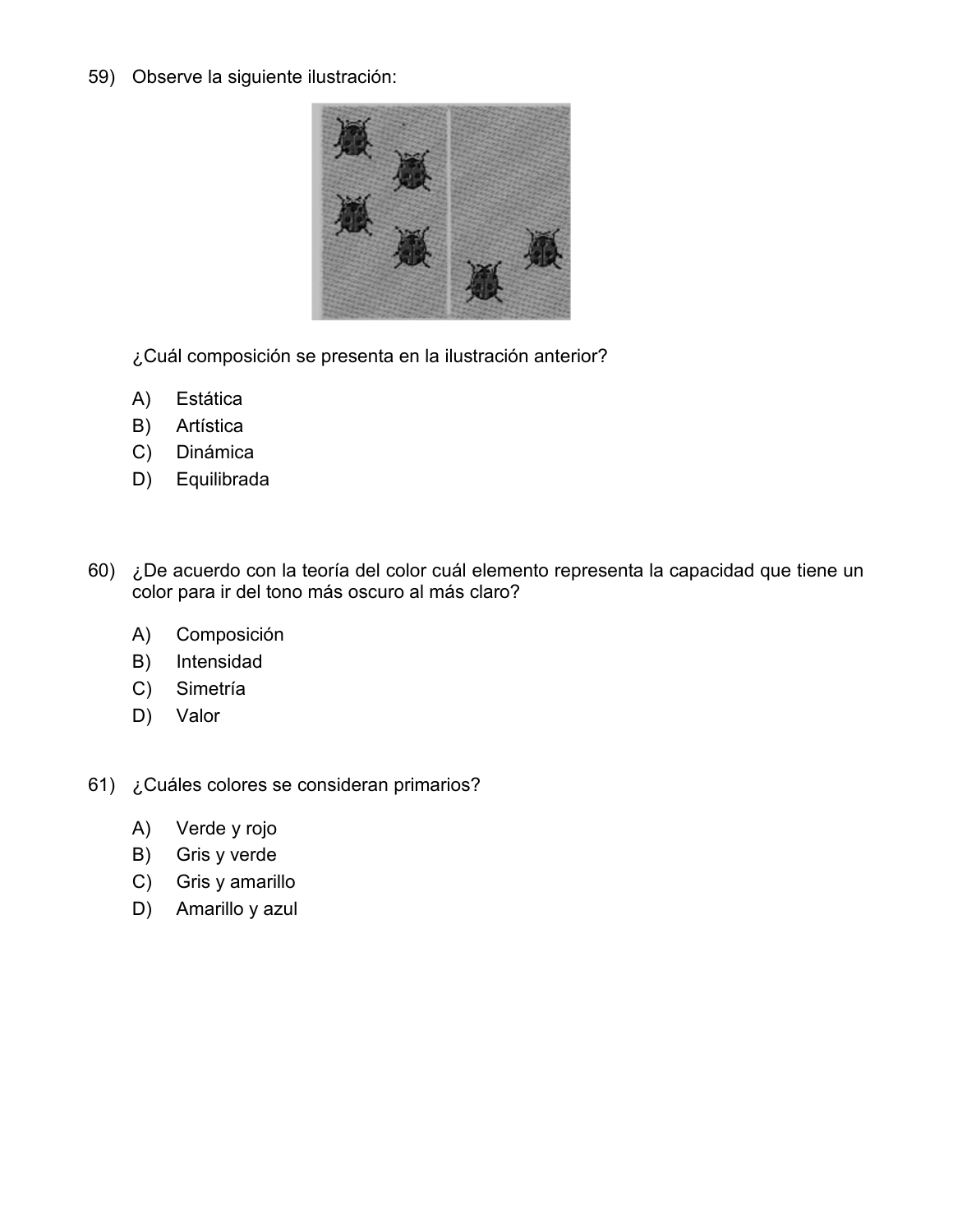59) Observe la siguiente ilustración:

¿Cuál composición se presenta en la ilustración anterior?

A) Estática
B) Artística
C) Dinámica
D) Equilibrada

60) ¿De acuerdo con la teoría del color cuál elemento representa la capacidad que tiene un color para ir del tono más oscuro al más claro?

A) Composición
B) Intensidad
C) Simetría
D) Valor

61) ¿Cuáles colores se consideran primarios?

A) Verde y rojo
B) Gris y verde
C) Gris y amarillo
D) Amarillo y azul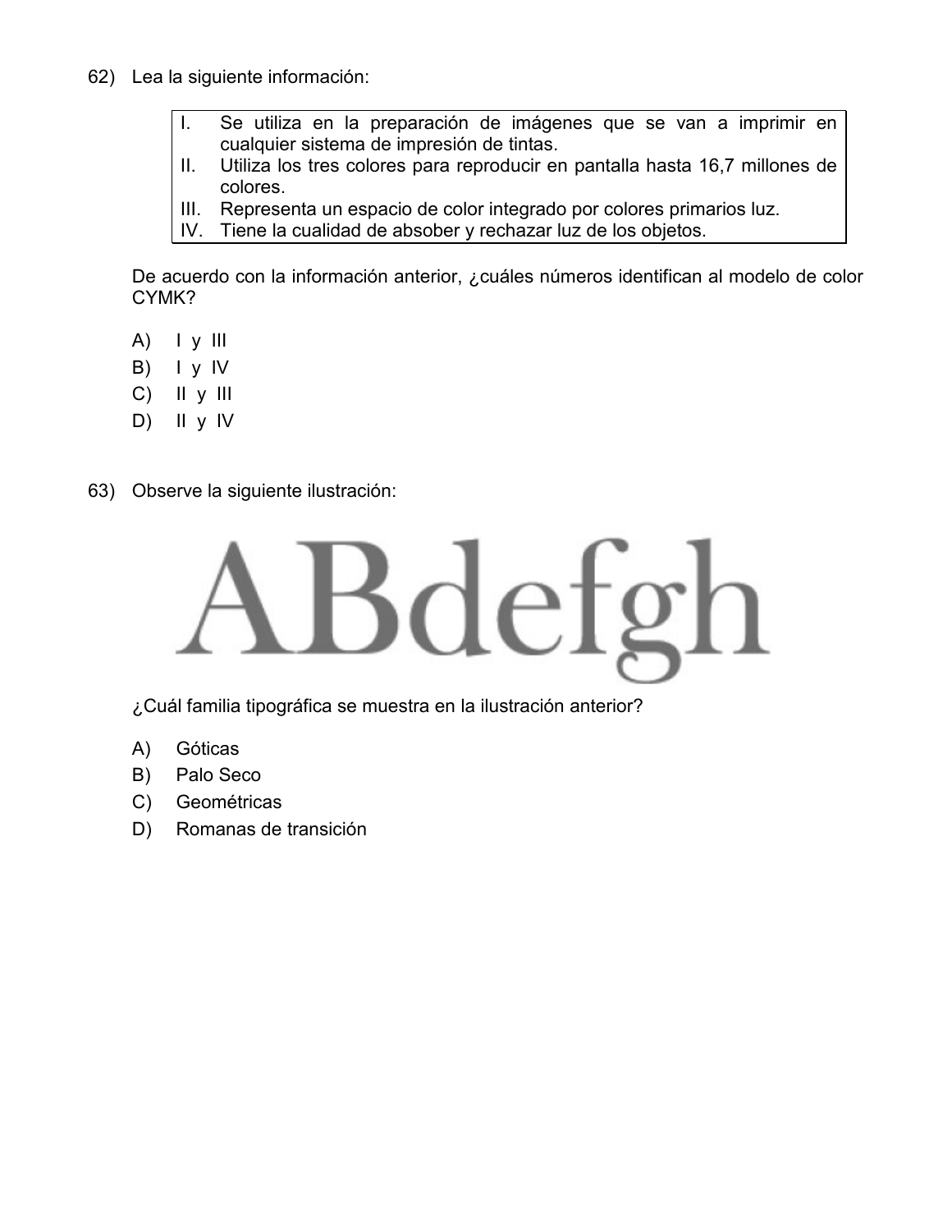62) Lea la siguiente información:

| | |
|---|---|
| I. | Se utiliza en la preparación de imágenes que se van a imprimir en cualquier sistema de impresión de tintas. |
| II. | Utiliza los tres colores para reproducir en pantalla hasta 16,7 millones de colores. |
| III. | Representa un espacio de color integrado por colores primarios luz. |
| IV. | Tiene la cualidad de absober y rechazar luz de los objetos. |

De acuerdo con la información anterior, ¿cuáles números identifican al modelo de color CYMK?

A) I y III
B) I y IV
C) II y III
D) II y IV

63) Observe la siguiente ilustración:

ABdefgh

¿Cuál familia tipográfica se muestra en la ilustración anterior?

A) Góticas
B) Palo Seco
C) Geométricas
D) Romanas de transición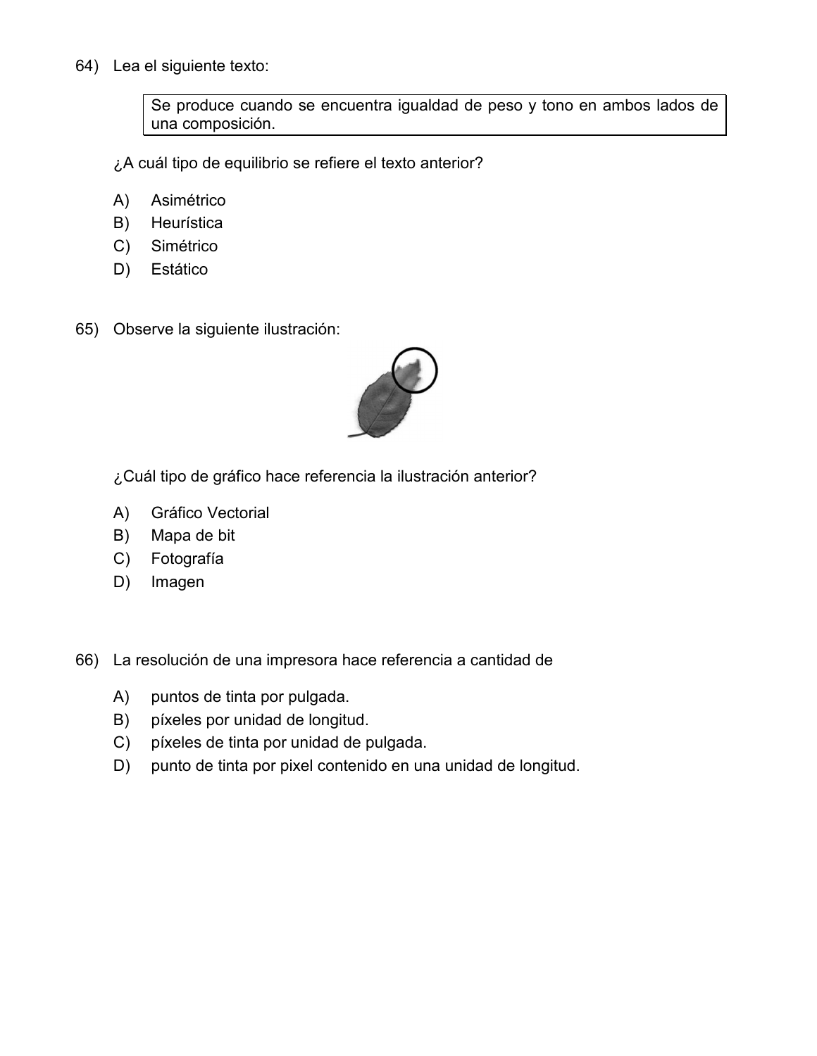64) Lea el siguiente texto:

> Se produce cuando se encuentra igualdad de peso y tono en ambos lados de una composición.

¿A cuál tipo de equilibrio se refiere el texto anterior?

A) Asimétrico
B) Heurística
C) Simétrico
D) Estático

65) Observe la siguiente ilustración:

¿Cuál tipo de gráfico hace referencia la ilustración anterior?

A) Gráfico Vectorial
B) Mapa de bit
C) Fotografía
D) Imagen

66) La resolución de una impresora hace referencia a cantidad de

A) puntos de tinta por pulgada.
B) píxeles por unidad de longitud.
C) píxeles de tinta por unidad de pulgada.
D) punto de tinta por pixel contenido en una unidad de longitud.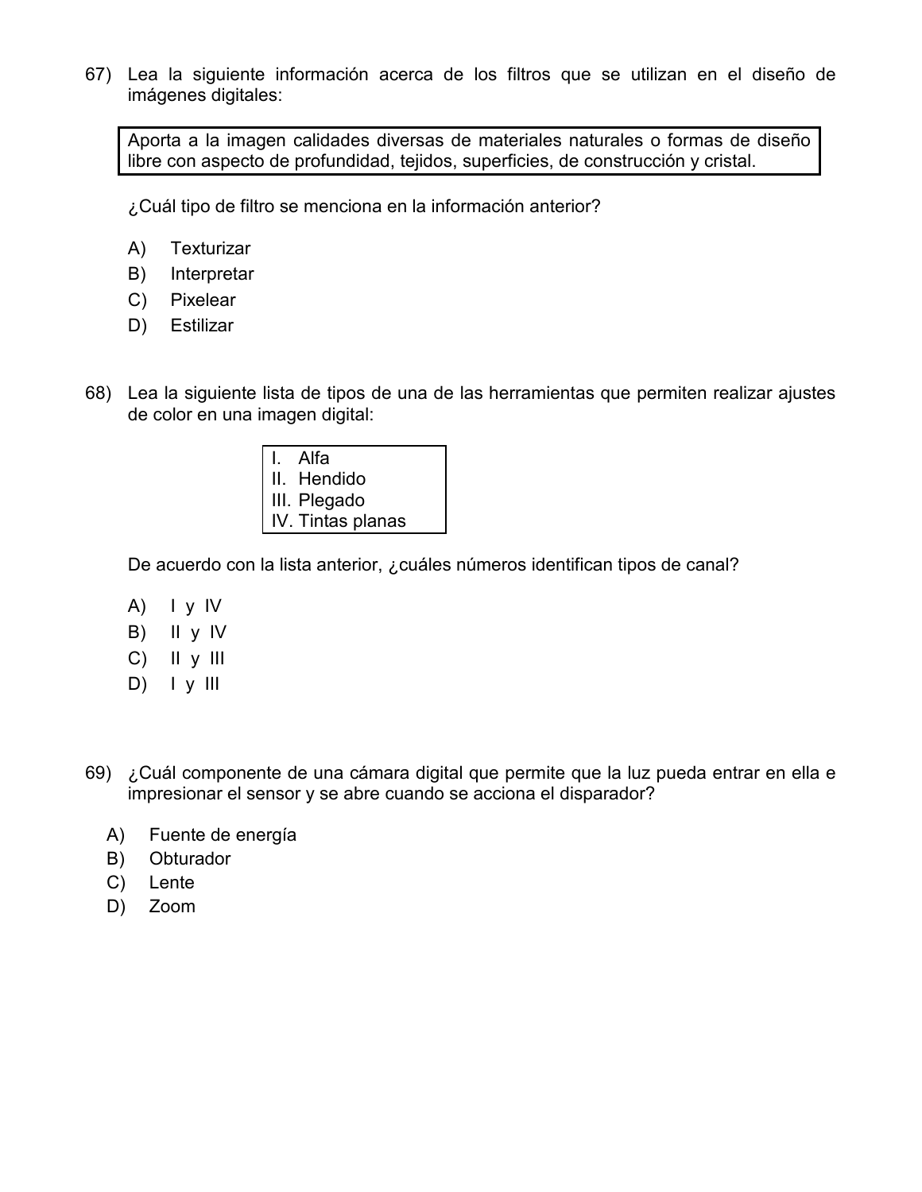67) Lea la siguiente información acerca de los filtros que se utilizan en el diseño de imágenes digitales:

| Aporta a la imagen calidades diversas de materiales naturales o formas de diseño libre con aspecto de profundidad, tejidos, superficies, de construcción y cristal. |
| --- |

¿Cuál tipo de filtro se menciona en la información anterior?

A) Texturizar
B) Interpretar
C) Pixelear
D) Estilizar

68) Lea la siguiente lista de tipos de una de las herramientas que permiten realizar ajustes de color en una imagen digital:

| I. Alfa<br>II. Hendido<br>III. Plegado<br>IV. Tintas planas |
| --- |

De acuerdo con la lista anterior, ¿cuáles números identifican tipos de canal?

A) I y IV
B) II y IV
C) II y III
D) I y III

69) ¿Cuál componente de una cámara digital que permite que la luz pueda entrar en ella e impresionar el sensor y se abre cuando se acciona el disparador?

A) Fuente de energía
B) Obturador
C) Lente
D) Zoom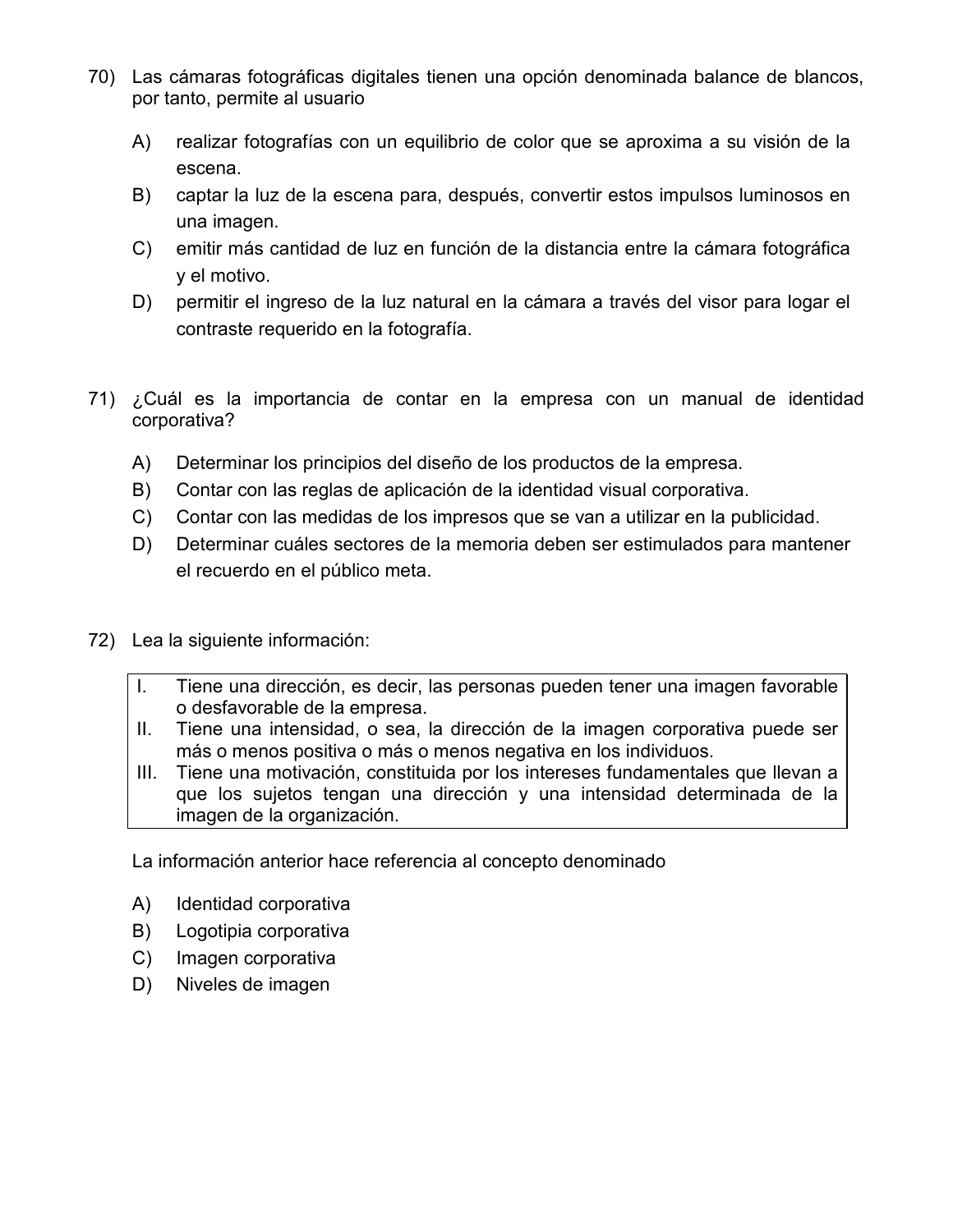70) Las cámaras fotográficas digitales tienen una opción denominada balance de blancos, por tanto, permite al usuario

A) realizar fotografías con un equilibrio de color que se aproxima a su visión de la escena.
B) captar la luz de la escena para, después, convertir estos impulsos luminosos en una imagen.
C) emitir más cantidad de luz en función de la distancia entre la cámara fotográfica y el motivo.
D) permitir el ingreso de la luz natural en la cámara a través del visor para logar el contraste requerido en la fotografía.

71) ¿Cuál es la importancia de contar en la empresa con un manual de identidad corporativa?

A) Determinar los principios del diseño de los productos de la empresa.
B) Contar con las reglas de aplicación de la identidad visual corporativa.
C) Contar con las medidas de los impresos que se van a utilizar en la publicidad.
D) Determinar cuáles sectores de la memoria deben ser estimulados para mantener el recuerdo en el público meta.

72) Lea la siguiente información:

| | |
|---|---|
| I. | Tiene una dirección, es decir, las personas pueden tener una imagen favorable o desfavorable de la empresa. |
| II. | Tiene una intensidad, o sea, la dirección de la imagen corporativa puede ser más o menos positiva o más o menos negativa en los individuos. |
| III. | Tiene una motivación, constituida por los intereses fundamentales que llevan a que los sujetos tengan una dirección y una intensidad determinada de la imagen de la organización. |

La información anterior hace referencia al concepto denominado

A) Identidad corporativa
B) Logotipia corporativa
C) Imagen corporativa
D) Niveles de imagen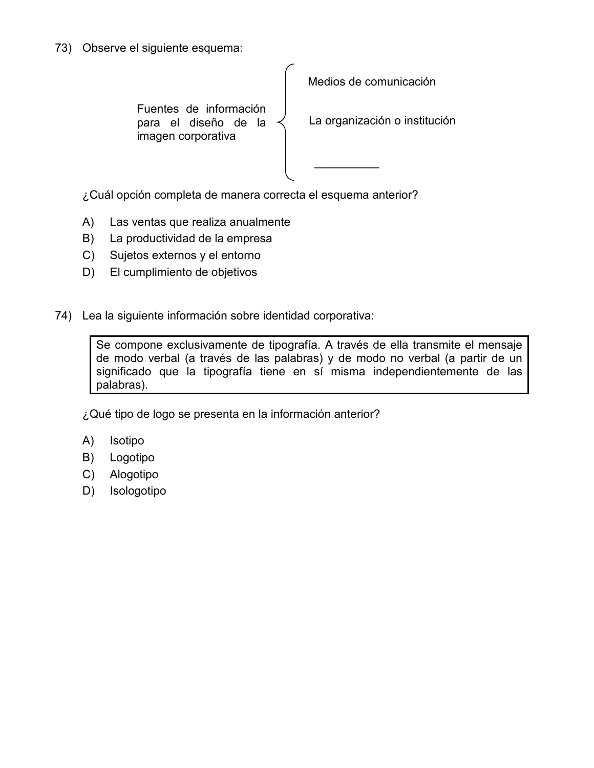73) Observe el siguiente esquema:

Fuentes de información para el diseño de la imagen corporativa:

- Medios de comunicación
- La organización o institución
- __________

¿Cuál opción completa de manera correcta el esquema anterior?

A) Las ventas que realiza anualmente
B) La productividad de la empresa
C) Sujetos externos y el entorno
D) El cumplimiento de objetivos

74) Lea la siguiente información sobre identidad corporativa:

| Se compone exclusivamente de tipografía. A través de ella transmite el mensaje de modo verbal (a través de las palabras) y de modo no verbal (a partir de un significado que la tipografía tiene en sí misma independientemente de las palabras). |
|---|

¿Qué tipo de logo se presenta en la información anterior?

A) Isotipo
B) Logotipo
C) Alogotipo
D) Isologotipo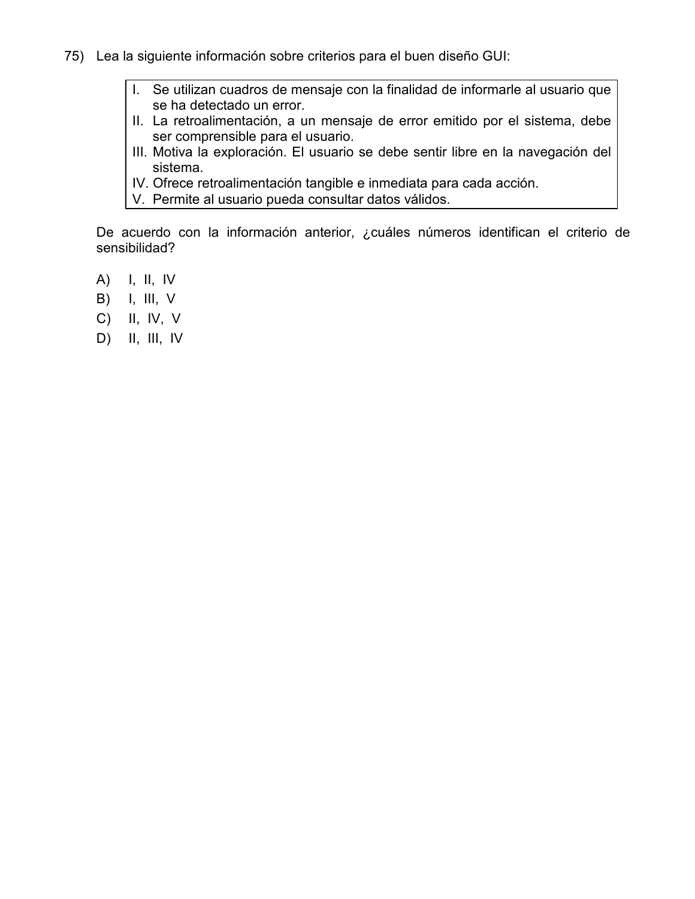75) Lea la siguiente información sobre criterios para el buen diseño GUI:

| |
|---|
| I. Se utilizan cuadros de mensaje con la finalidad de informarle al usuario que se ha detectado un error. |
| II. La retroalimentación, a un mensaje de error emitido por el sistema, debe ser comprensible para el usuario. |
| III. Motiva la exploración. El usuario se debe sentir libre en la navegación del sistema. |
| IV. Ofrece retroalimentación tangible e inmediata para cada acción. |
| V. Permite al usuario pueda consultar datos válidos. |

De acuerdo con la información anterior, ¿cuáles números identifican el criterio de sensibilidad?

A) I, II, IV
B) I, III, V
C) II, IV, V
D) II, III, IV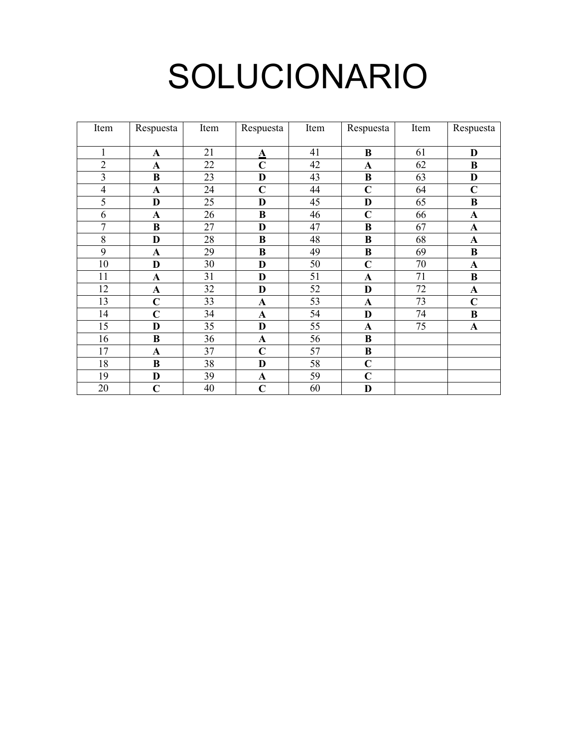# SOLUCIONARIO

| Item | Respuesta | Item | Respuesta | Item | Respuesta | Item | Respuesta |
|---|---|---|---|---|---|---|---|
| 1 | **A** | 21 | **A** | 41 | **B** | 61 | **D** |
| 2 | **A** | 22 | **C** | 42 | **A** | 62 | **B** |
| 3 | **B** | 23 | **D** | 43 | **B** | 63 | **D** |
| 4 | **A** | 24 | **C** | 44 | **C** | 64 | **C** |
| 5 | **D** | 25 | **D** | 45 | **D** | 65 | **B** |
| 6 | **A** | 26 | **B** | 46 | **C** | 66 | **A** |
| 7 | **B** | 27 | **D** | 47 | **B** | 67 | **A** |
| 8 | **D** | 28 | **B** | 48 | **B** | 68 | **A** |
| 9 | **A** | 29 | **B** | 49 | **B** | 69 | **B** |
| 10 | **D** | 30 | **D** | 50 | **C** | 70 | **A** |
| 11 | **A** | 31 | **D** | 51 | **A** | 71 | **B** |
| 12 | **A** | 32 | **D** | 52 | **D** | 72 | **A** |
| 13 | **C** | 33 | **A** | 53 | **A** | 73 | **C** |
| 14 | **C** | 34 | **A** | 54 | **D** | 74 | **B** |
| 15 | **D** | 35 | **D** | 55 | **A** | 75 | **A** |
| 16 | **B** | 36 | **A** | 56 | **B** | | |
| 17 | **A** | 37 | **C** | 57 | **B** | | |
| 18 | **B** | 38 | **D** | 58 | **C** | | |
| 19 | **D** | 39 | **A** | 59 | **C** | | |
| 20 | **C** | 40 | **C** | 60 | **D** | | |